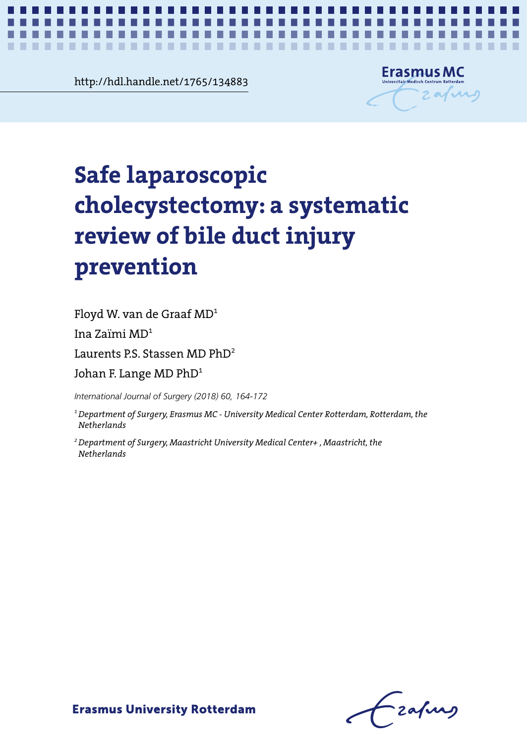http://hdl.handle.net/1765/134883

# Safe laparoscopic cholecystectomy: a systematic review of bile duct injury prevention

Floyd W. van de Graaf MD[1]

Ina Zaïmi MD[1]

Laurents P.S. Stassen MD PhD[2]

Johan F. Lange MD PhD[1]

*International Journal of Surgery (2018) 60, 164-172*

*[1] Department of Surgery, Erasmus MC - University Medical Center Rotterdam, Rotterdam, the Netherlands*

*[2] Department of Surgery, Maastricht University Medical Center+ , Maastricht, the Netherlands*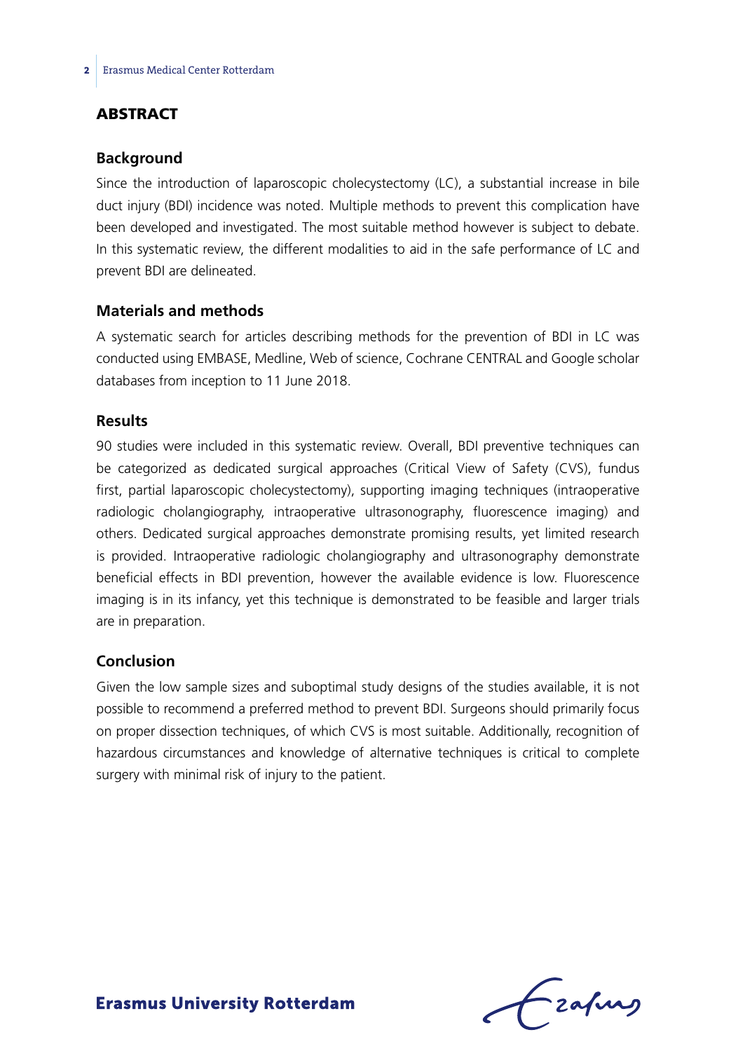## ABSTRACT

### Background

Since the introduction of laparoscopic cholecystectomy (LC), a substantial increase in bile duct injury (BDI) incidence was noted. Multiple methods to prevent this complication have been developed and investigated. The most suitable method however is subject to debate. In this systematic review, the different modalities to aid in the safe performance of LC and prevent BDI are delineated.

### Materials and methods

A systematic search for articles describing methods for the prevention of BDI in LC was conducted using EMBASE, Medline, Web of science, Cochrane CENTRAL and Google scholar databases from inception to 11 June 2018.

### Results

90 studies were included in this systematic review. Overall, BDI preventive techniques can be categorized as dedicated surgical approaches (Critical View of Safety (CVS), fundus first, partial laparoscopic cholecystectomy), supporting imaging techniques (intraoperative radiologic cholangiography, intraoperative ultrasonography, fluorescence imaging) and others. Dedicated surgical approaches demonstrate promising results, yet limited research is provided. Intraoperative radiologic cholangiography and ultrasonography demonstrate beneficial effects in BDI prevention, however the available evidence is low. Fluorescence imaging is in its infancy, yet this technique is demonstrated to be feasible and larger trials are in preparation.

### Conclusion

Given the low sample sizes and suboptimal study designs of the studies available, it is not possible to recommend a preferred method to prevent BDI. Surgeons should primarily focus on proper dissection techniques, of which CVS is most suitable. Additionally, recognition of hazardous circumstances and knowledge of alternative techniques is critical to complete surgery with minimal risk of injury to the patient.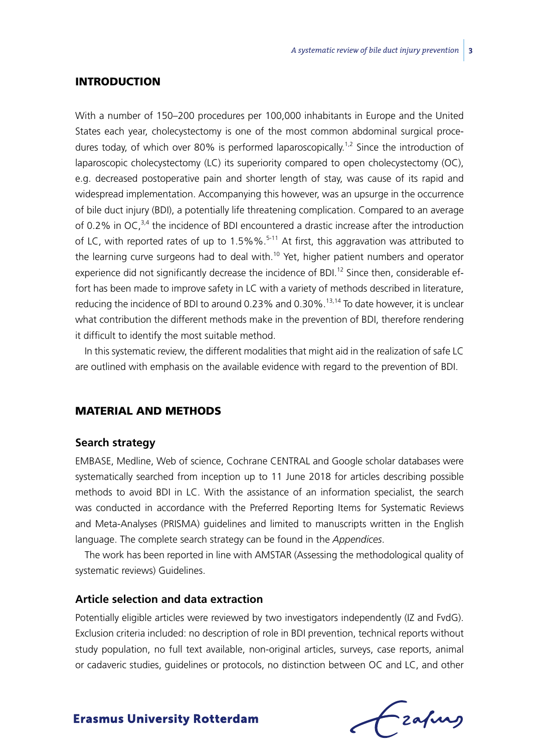## INTRODUCTION

With a number of 150–200 procedures per 100,000 inhabitants in Europe and the United States each year, cholecystectomy is one of the most common abdominal surgical procedures today, of which over 80% is performed laparoscopically.[1,2] Since the introduction of laparoscopic cholecystectomy (LC) its superiority compared to open cholecystectomy (OC), e.g. decreased postoperative pain and shorter length of stay, was cause of its rapid and widespread implementation. Accompanying this however, was an upsurge in the occurrence of bile duct injury (BDI), a potentially life threatening complication. Compared to an average of 0.2% in OC,[3,4] the incidence of BDI encountered a drastic increase after the introduction of LC, with reported rates of up to 1.5%%.[5-11] At first, this aggravation was attributed to the learning curve surgeons had to deal with.[10] Yet, higher patient numbers and operator experience did not significantly decrease the incidence of BDI.[12] Since then, considerable effort has been made to improve safety in LC with a variety of methods described in literature, reducing the incidence of BDI to around 0.23% and 0.30%.[13,14] To date however, it is unclear what contribution the different methods make in the prevention of BDI, therefore rendering it difficult to identify the most suitable method.

In this systematic review, the different modalities that might aid in the realization of safe LC are outlined with emphasis on the available evidence with regard to the prevention of BDI.

## MATERIAL AND METHODS

### Search strategy

EMBASE, Medline, Web of science, Cochrane CENTRAL and Google scholar databases were systematically searched from inception up to 11 June 2018 for articles describing possible methods to avoid BDI in LC. With the assistance of an information specialist, the search was conducted in accordance with the Preferred Reporting Items for Systematic Reviews and Meta-Analyses (PRISMA) guidelines and limited to manuscripts written in the English language. The complete search strategy can be found in the *Appendices*.

The work has been reported in line with AMSTAR (Assessing the methodological quality of systematic reviews) Guidelines.

### Article selection and data extraction

Potentially eligible articles were reviewed by two investigators independently (IZ and FvdG). Exclusion criteria included: no description of role in BDI prevention, technical reports without study population, no full text available, non-original articles, surveys, case reports, animal or cadaveric studies, guidelines or protocols, no distinction between OC and LC, and other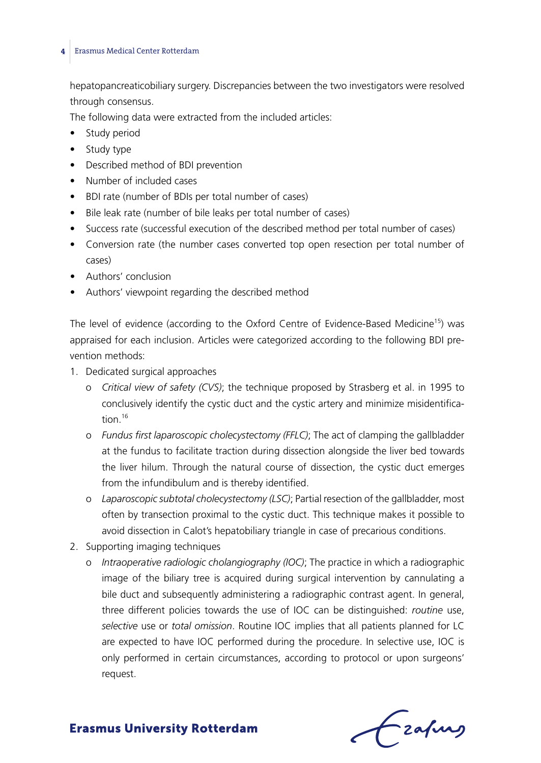hepatopancreaticobiliary surgery. Discrepancies between the two investigators were resolved through consensus.

The following data were extracted from the included articles:

- Study period
- Study type
- Described method of BDI prevention
- Number of included cases
- BDI rate (number of BDIs per total number of cases)
- Bile leak rate (number of bile leaks per total number of cases)
- Success rate (successful execution of the described method per total number of cases)
- Conversion rate (the number cases converted top open resection per total number of cases)
- Authors' conclusion
- Authors' viewpoint regarding the described method

The level of evidence (according to the Oxford Centre of Evidence-Based Medicine[15]) was appraised for each inclusion. Articles were categorized according to the following BDI prevention methods:

1. Dedicated surgical approaches
   - *Critical view of safety (CVS)*; the technique proposed by Strasberg et al. in 1995 to conclusively identify the cystic duct and the cystic artery and minimize misidentification.[16]
   - *Fundus first laparoscopic cholecystectomy (FFLC)*; The act of clamping the gallbladder at the fundus to facilitate traction during dissection alongside the liver bed towards the liver hilum. Through the natural course of dissection, the cystic duct emerges from the infundibulum and is thereby identified.
   - *Laparoscopic subtotal cholecystectomy (LSC)*; Partial resection of the gallbladder, most often by transection proximal to the cystic duct. This technique makes it possible to avoid dissection in Calot's hepatobiliary triangle in case of precarious conditions.
2. Supporting imaging techniques
   - *Intraoperative radiologic cholangiography (IOC)*; The practice in which a radiographic image of the biliary tree is acquired during surgical intervention by cannulating a bile duct and subsequently administering a radiographic contrast agent. In general, three different policies towards the use of IOC can be distinguished: *routine* use, *selective* use or *total omission*. Routine IOC implies that all patients planned for LC are expected to have IOC performed during the procedure. In selective use, IOC is only performed in certain circumstances, according to protocol or upon surgeons' request.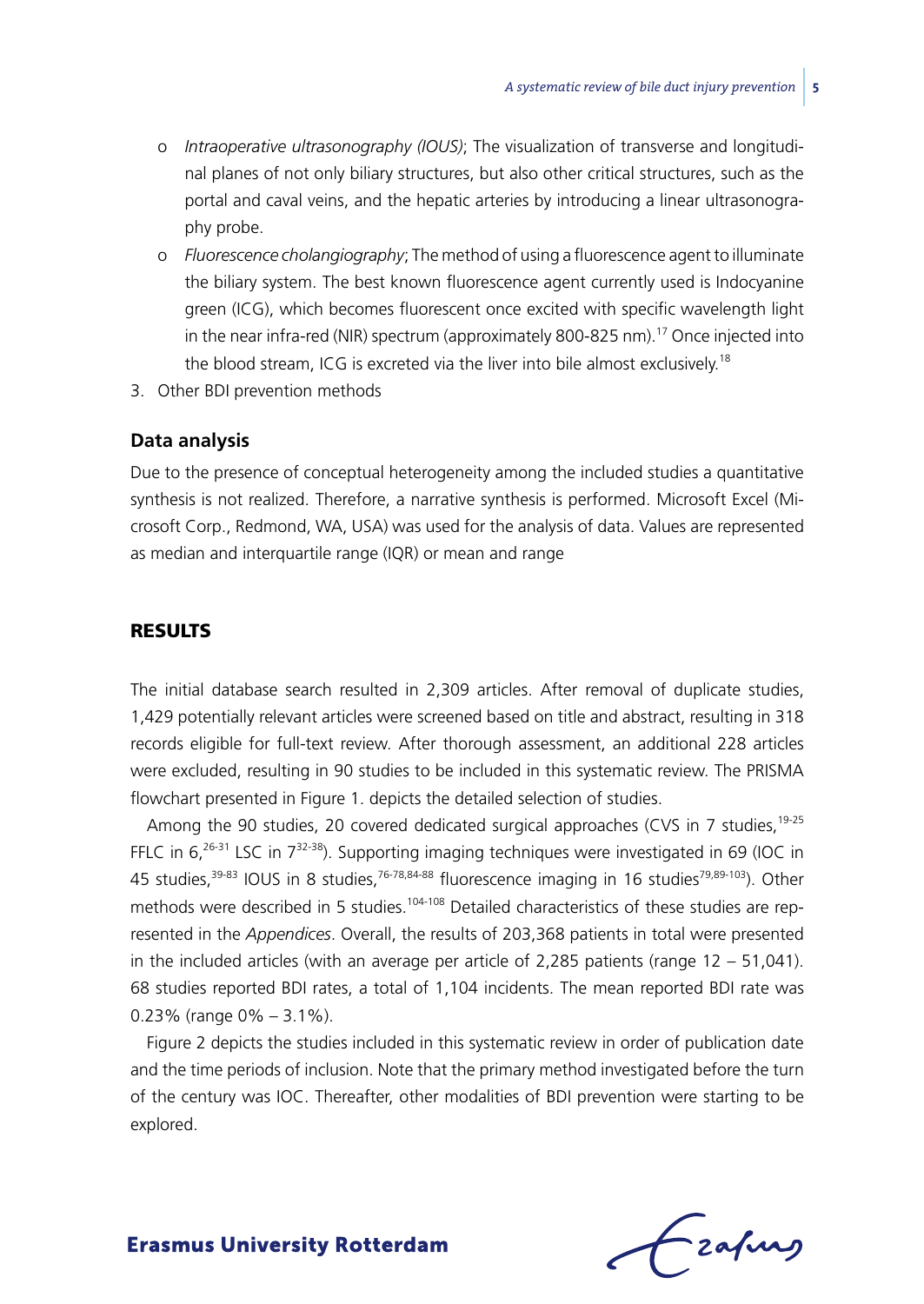- o *Intraoperative ultrasonography (IOUS)*; The visualization of transverse and longitudinal planes of not only biliary structures, but also other critical structures, such as the portal and caval veins, and the hepatic arteries by introducing a linear ultrasonography probe.
- o *Fluorescence cholangiography*; The method of using a fluorescence agent to illuminate the biliary system. The best known fluorescence agent currently used is Indocyanine green (ICG), which becomes fluorescent once excited with specific wavelength light in the near infra-red (NIR) spectrum (approximately 800-825 nm).[17] Once injected into the blood stream, ICG is excreted via the liver into bile almost exclusively.[18]

3. Other BDI prevention methods

### Data analysis

Due to the presence of conceptual heterogeneity among the included studies a quantitative synthesis is not realized. Therefore, a narrative synthesis is performed. Microsoft Excel (Microsoft Corp., Redmond, WA, USA) was used for the analysis of data. Values are represented as median and interquartile range (IQR) or mean and range

## RESULTS

The initial database search resulted in 2,309 articles. After removal of duplicate studies, 1,429 potentially relevant articles were screened based on title and abstract, resulting in 318 records eligible for full-text review. After thorough assessment, an additional 228 articles were excluded, resulting in 90 studies to be included in this systematic review. The PRISMA flowchart presented in Figure 1. depicts the detailed selection of studies.

Among the 90 studies, 20 covered dedicated surgical approaches (CVS in 7 studies,[19-25] FFLC in 6,[26-31] LSC in 7[32-38]). Supporting imaging techniques were investigated in 69 (IOC in 45 studies,[39-83] IOUS in 8 studies,[76-78,84-88] fluorescence imaging in 16 studies[79,89-103]). Other methods were described in 5 studies.[104-108] Detailed characteristics of these studies are represented in the *Appendices*. Overall, the results of 203,368 patients in total were presented in the included articles (with an average per article of 2,285 patients (range 12 – 51,041). 68 studies reported BDI rates, a total of 1,104 incidents. The mean reported BDI rate was 0.23% (range 0% – 3.1%).

Figure 2 depicts the studies included in this systematic review in order of publication date and the time periods of inclusion. Note that the primary method investigated before the turn of the century was IOC. Thereafter, other modalities of BDI prevention were starting to be explored.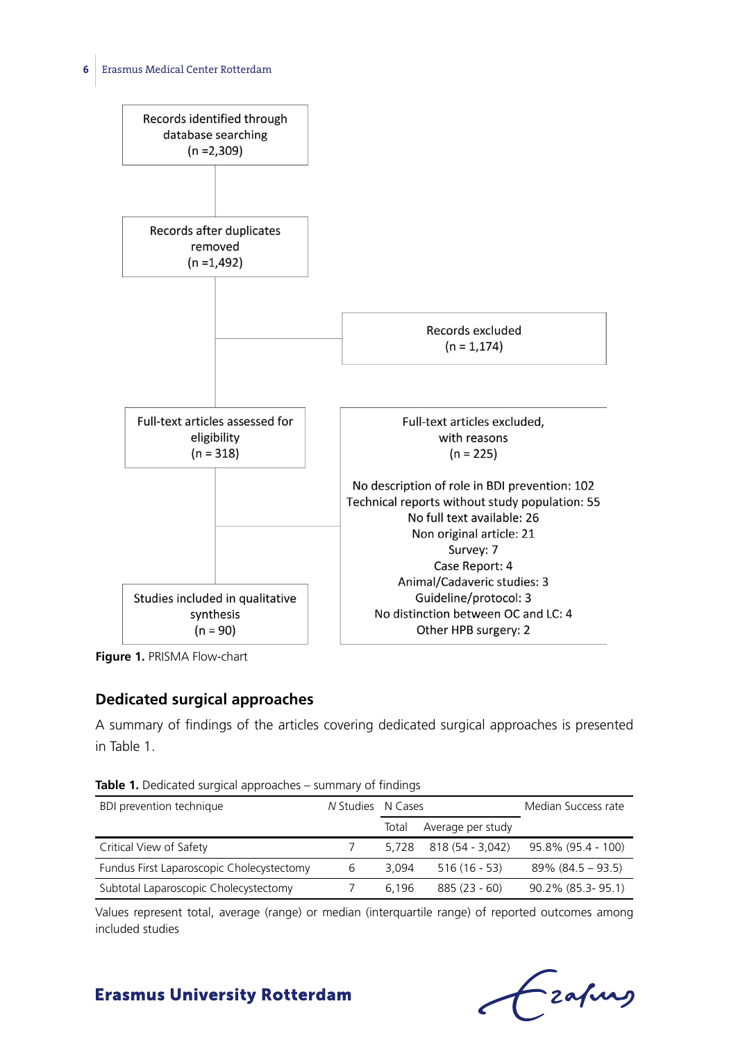Records identified through database searching (n =2,309)

Records after duplicates removed (n =1,492)

Records excluded (n = 1,174)

Full-text articles assessed for eligibility (n = 318)

Full-text articles excluded, with reasons (n = 225)

No description of role in BDI prevention: 102
Technical reports without study population: 55
No full text available: 26
Non original article: 21
Survey: 7
Case Report: 4
Animal/Cadaveric studies: 3
Guideline/protocol: 3
No distinction between OC and LC: 4
Other HPB surgery: 2

Studies included in qualitative synthesis (n = 90)

**Figure 1.** PRISMA Flow-chart

## Dedicated surgical approaches

A summary of findings of the articles covering dedicated surgical approaches is presented in Table 1.

**Table 1.** Dedicated surgical approaches – summary of findings

| BDI prevention technique | *N* Studies | N Cases | | Median Success rate |
|---|---|---|---|---|
| | | Total | Average per study | |
| Critical View of Safety | 7 | 5,728 | 818 (54 - 3,042) | 95.8% (95.4 - 100) |
| Fundus First Laparoscopic Cholecystectomy | 6 | 3,094 | 516 (16 - 53) | 89% (84.5 – 93.5) |
| Subtotal Laparoscopic Cholecystectomy | 7 | 6,196 | 885 (23 - 60) | 90.2% (85.3- 95.1) |

Values represent total, average (range) or median (interquartile range) of reported outcomes among included studies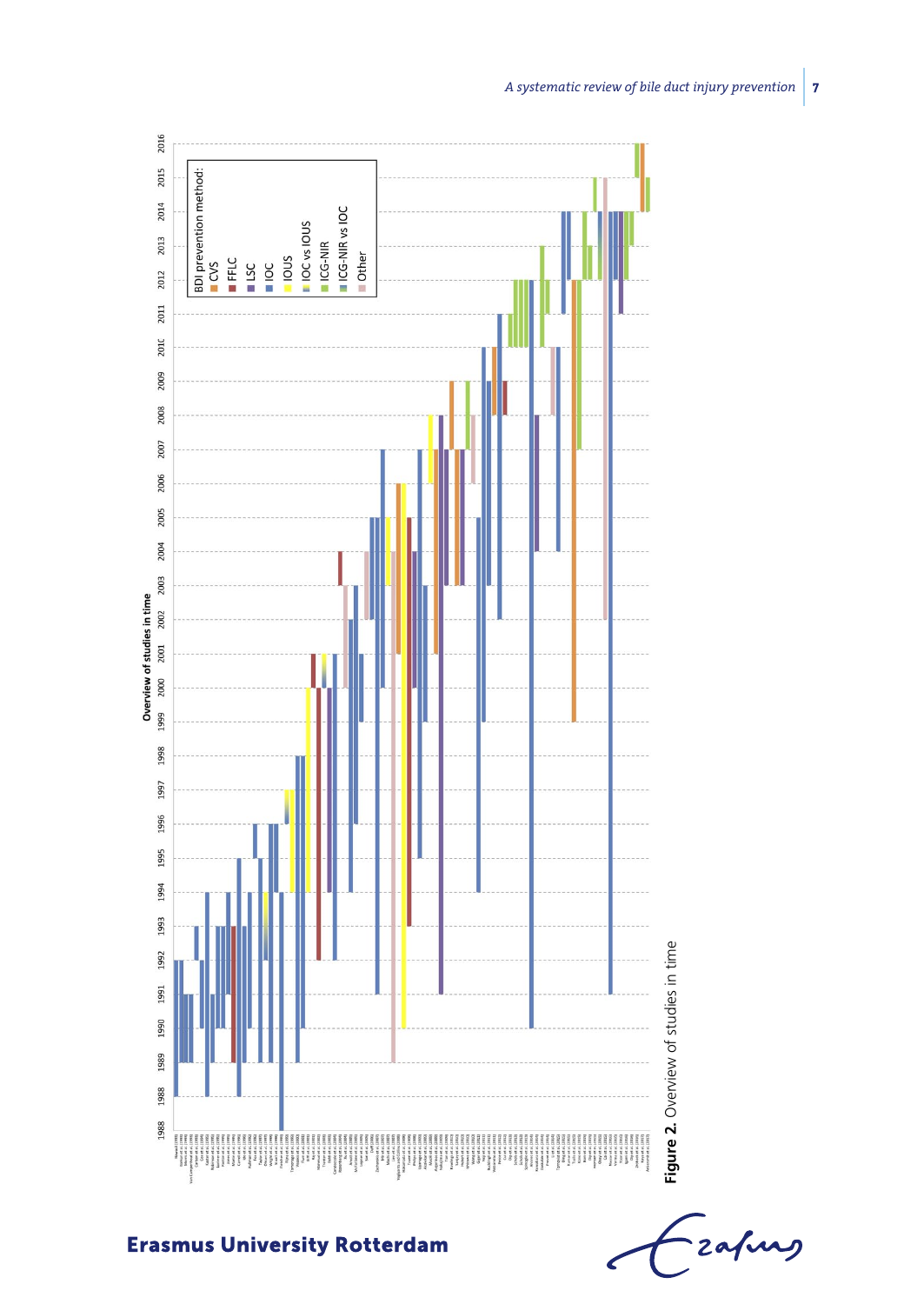**Figure 2.** Overview of studies in time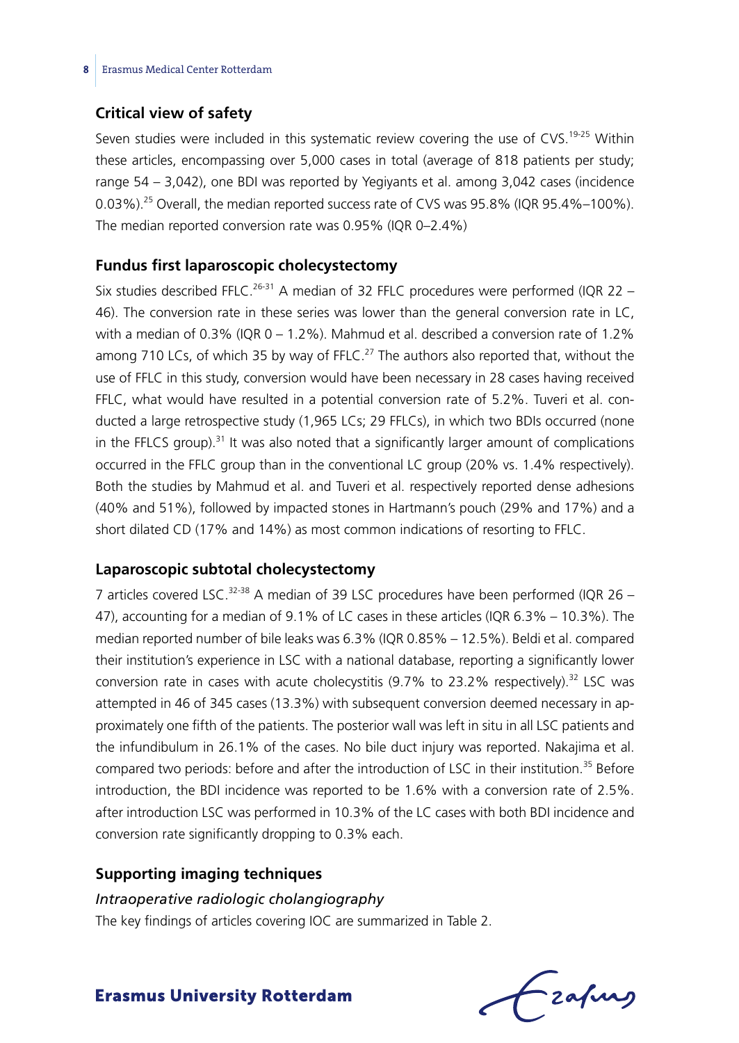## Critical view of safety

Seven studies were included in this systematic review covering the use of CVS.[19-25] Within these articles, encompassing over 5,000 cases in total (average of 818 patients per study; range 54 – 3,042), one BDI was reported by Yegiyants et al. among 3,042 cases (incidence 0.03%).[25] Overall, the median reported success rate of CVS was 95.8% (IQR 95.4%–100%). The median reported conversion rate was 0.95% (IQR 0–2.4%)

## Fundus first laparoscopic cholecystectomy

Six studies described FFLC.[26-31] A median of 32 FFLC procedures were performed (IQR 22 – 46). The conversion rate in these series was lower than the general conversion rate in LC, with a median of 0.3% (IQR 0 – 1.2%). Mahmud et al. described a conversion rate of 1.2% among 710 LCs, of which 35 by way of FFLC.[27] The authors also reported that, without the use of FFLC in this study, conversion would have been necessary in 28 cases having received FFLC, what would have resulted in a potential conversion rate of 5.2%. Tuveri et al. conducted a large retrospective study (1,965 LCs; 29 FFLCs), in which two BDIs occurred (none in the FFLCS group).[31] It was also noted that a significantly larger amount of complications occurred in the FFLC group than in the conventional LC group (20% vs. 1.4% respectively). Both the studies by Mahmud et al. and Tuveri et al. respectively reported dense adhesions (40% and 51%), followed by impacted stones in Hartmann's pouch (29% and 17%) and a short dilated CD (17% and 14%) as most common indications of resorting to FFLC.

## Laparoscopic subtotal cholecystectomy

7 articles covered LSC.[32-38] A median of 39 LSC procedures have been performed (IQR 26 – 47), accounting for a median of 9.1% of LC cases in these articles (IQR 6.3% – 10.3%). The median reported number of bile leaks was 6.3% (IQR 0.85% – 12.5%). Beldi et al. compared their institution's experience in LSC with a national database, reporting a significantly lower conversion rate in cases with acute cholecystitis (9.7% to 23.2% respectively).[32] LSC was attempted in 46 of 345 cases (13.3%) with subsequent conversion deemed necessary in approximately one fifth of the patients. The posterior wall was left in situ in all LSC patients and the infundibulum in 26.1% of the cases. No bile duct injury was reported. Nakajima et al. compared two periods: before and after the introduction of LSC in their institution.[35] Before introduction, the BDI incidence was reported to be 1.6% with a conversion rate of 2.5%. after introduction LSC was performed in 10.3% of the LC cases with both BDI incidence and conversion rate significantly dropping to 0.3% each.

## Supporting imaging techniques

### *Intraoperative radiologic cholangiography*

The key findings of articles covering IOC are summarized in Table 2.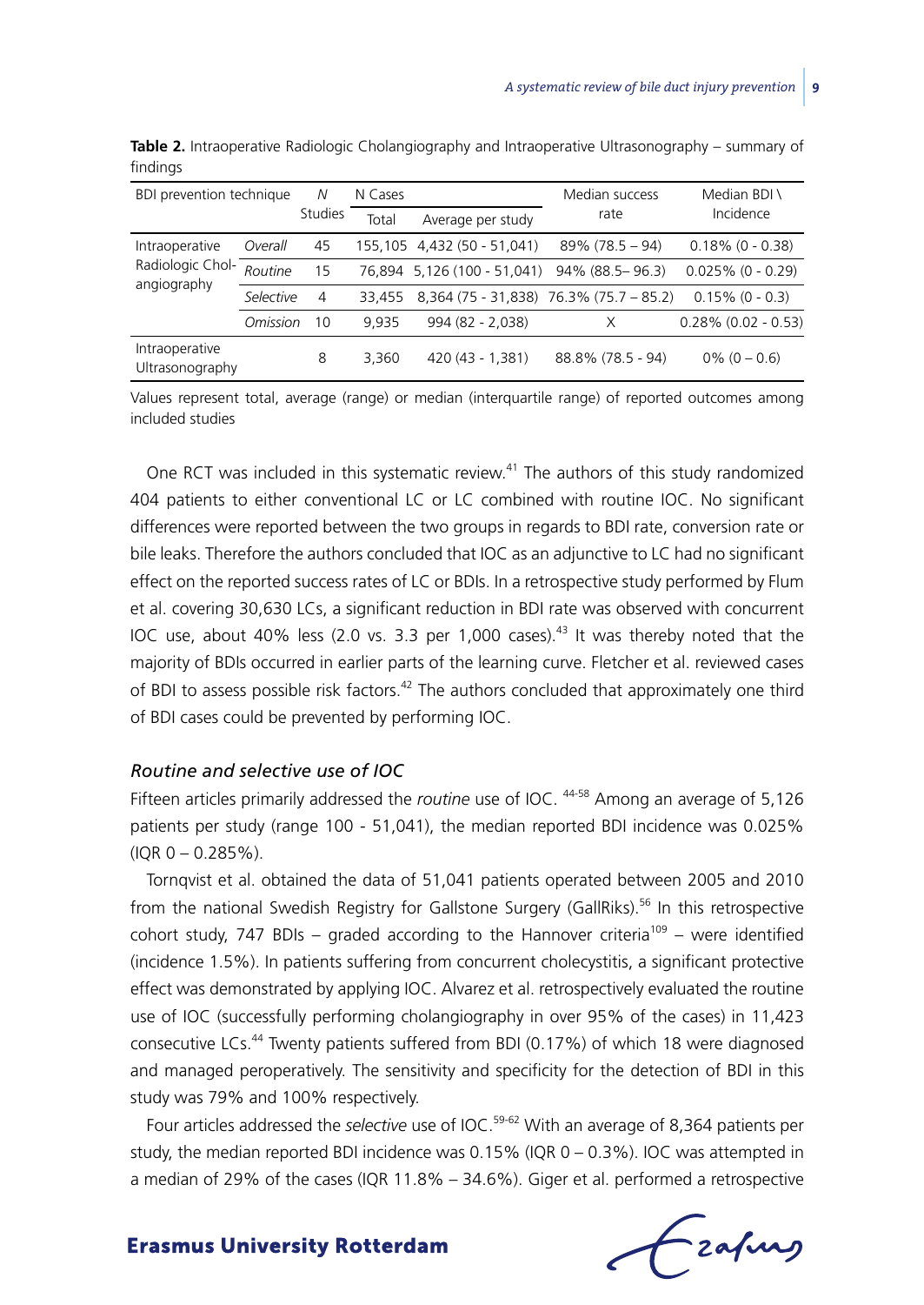**Table 2.** Intraoperative Radiologic Cholangiography and Intraoperative Ultrasonography – summary of findings

| BDI prevention technique | | N Studies | N Cases | | Median success rate | Median BDI \ Incidence |
|---|---|---|---|---|---|---|
| | | | Total | Average per study | | |
| Intraoperative Radiologic Cholangiography | *Overall* | 45 | 155,105 | 4,432 (50 - 51,041) | 89% (78.5 – 94) | 0.18% (0 - 0.38) |
| | *Routine* | 15 | 76,894 | 5,126 (100 - 51,041) | 94% (88.5– 96.3) | 0.025% (0 - 0.29) |
| | *Selective* | 4 | 33,455 | 8,364 (75 - 31,838) | 76.3% (75.7 – 85.2) | 0.15% (0 - 0.3) |
| | *Omission* | 10 | 9,935 | 994 (82 - 2,038) | X | 0.28% (0.02 - 0.53) |
| Intraoperative Ultrasonography | | 8 | 3,360 | 420 (43 - 1,381) | 88.8% (78.5 - 94) | 0% (0 – 0.6) |

Values represent total, average (range) or median (interquartile range) of reported outcomes among included studies

One RCT was included in this systematic review.[41] The authors of this study randomized 404 patients to either conventional LC or LC combined with routine IOC. No significant differences were reported between the two groups in regards to BDI rate, conversion rate or bile leaks. Therefore the authors concluded that IOC as an adjunctive to LC had no significant effect on the reported success rates of LC or BDIs. In a retrospective study performed by Flum et al. covering 30,630 LCs, a significant reduction in BDI rate was observed with concurrent IOC use, about 40% less (2.0 vs. 3.3 per 1,000 cases).[43] It was thereby noted that the majority of BDIs occurred in earlier parts of the learning curve. Fletcher et al. reviewed cases of BDI to assess possible risk factors.[42] The authors concluded that approximately one third of BDI cases could be prevented by performing IOC.

### *Routine and selective use of IOC*

Fifteen articles primarily addressed the *routine* use of IOC. [44-58] Among an average of 5,126 patients per study (range 100 - 51,041), the median reported BDI incidence was 0.025% (IQR 0 – 0.285%).

Tornqvist et al. obtained the data of 51,041 patients operated between 2005 and 2010 from the national Swedish Registry for Gallstone Surgery (GallRiks).[56] In this retrospective cohort study, 747 BDIs – graded according to the Hannover criteria[109] – were identified (incidence 1.5%). In patients suffering from concurrent cholecystitis, a significant protective effect was demonstrated by applying IOC. Alvarez et al. retrospectively evaluated the routine use of IOC (successfully performing cholangiography in over 95% of the cases) in 11,423 consecutive LCs.[44] Twenty patients suffered from BDI (0.17%) of which 18 were diagnosed and managed peroperatively. The sensitivity and specificity for the detection of BDI in this study was 79% and 100% respectively.

Four articles addressed the *selective* use of IOC.[59-62] With an average of 8,364 patients per study, the median reported BDI incidence was 0.15% (IQR 0 – 0.3%). IOC was attempted in a median of 29% of the cases (IQR 11.8% – 34.6%). Giger et al. performed a retrospective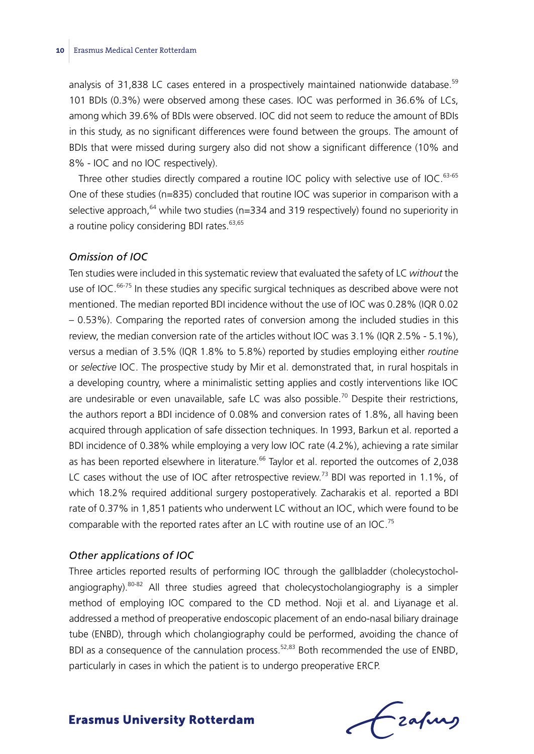analysis of 31,838 LC cases entered in a prospectively maintained nationwide database.[59] 101 BDIs (0.3%) were observed among these cases. IOC was performed in 36.6% of LCs, among which 39.6% of BDIs were observed. IOC did not seem to reduce the amount of BDIs in this study, as no significant differences were found between the groups. The amount of BDIs that were missed during surgery also did not show a significant difference (10% and 8% - IOC and no IOC respectively).

Three other studies directly compared a routine IOC policy with selective use of IOC.[63-65] One of these studies (n=835) concluded that routine IOC was superior in comparison with a selective approach,[64] while two studies (n=334 and 319 respectively) found no superiority in a routine policy considering BDI rates.[63,65]

### *Omission of IOC*

Ten studies were included in this systematic review that evaluated the safety of LC *without* the use of IOC.[66-75] In these studies any specific surgical techniques as described above were not mentioned. The median reported BDI incidence without the use of IOC was 0.28% (IQR 0.02 – 0.53%). Comparing the reported rates of conversion among the included studies in this review, the median conversion rate of the articles without IOC was 3.1% (IQR 2.5% - 5.1%), versus a median of 3.5% (IQR 1.8% to 5.8%) reported by studies employing either *routine* or *selective* IOC. The prospective study by Mir et al. demonstrated that, in rural hospitals in a developing country, where a minimalistic setting applies and costly interventions like IOC are undesirable or even unavailable, safe LC was also possible.[70] Despite their restrictions, the authors report a BDI incidence of 0.08% and conversion rates of 1.8%, all having been acquired through application of safe dissection techniques. In 1993, Barkun et al. reported a BDI incidence of 0.38% while employing a very low IOC rate (4.2%), achieving a rate similar as has been reported elsewhere in literature.[66] Taylor et al. reported the outcomes of 2,038 LC cases without the use of IOC after retrospective review.[73] BDI was reported in 1.1%, of which 18.2% required additional surgery postoperatively. Zacharakis et al. reported a BDI rate of 0.37% in 1,851 patients who underwent LC without an IOC, which were found to be comparable with the reported rates after an LC with routine use of an IOC.[75]

### *Other applications of IOC*

Three articles reported results of performing IOC through the gallbladder (cholecystocholangiography).[80-82] All three studies agreed that cholecystocholangiography is a simpler method of employing IOC compared to the CD method. Noji et al. and Liyanage et al. addressed a method of preoperative endoscopic placement of an endo-nasal biliary drainage tube (ENBD), through which cholangiography could be performed, avoiding the chance of BDI as a consequence of the cannulation process.[52,83] Both recommended the use of ENBD, particularly in cases in which the patient is to undergo preoperative ERCP.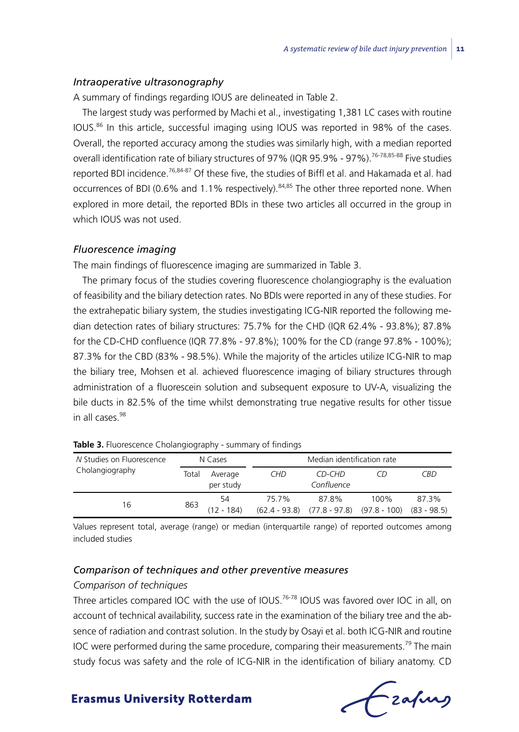### *Intraoperative ultrasonography*

A summary of findings regarding IOUS are delineated in Table 2.

The largest study was performed by Machi et al., investigating 1,381 LC cases with routine IOUS.[86] In this article, successful imaging using IOUS was reported in 98% of the cases. Overall, the reported accuracy among the studies was similarly high, with a median reported overall identification rate of biliary structures of 97% (IQR 95.9% - 97%).[76-78,85-88] Five studies reported BDI incidence.[76,84-87] Of these five, the studies of Biffl et al. and Hakamada et al. had occurrences of BDI (0.6% and 1.1% respectively).[84,85] The other three reported none. When explored in more detail, the reported BDIs in these two articles all occurred in the group in which IOUS was not used.

### *Fluorescence imaging*

The main findings of fluorescence imaging are summarized in Table 3.

The primary focus of the studies covering fluorescence cholangiography is the evaluation of feasibility and the biliary detection rates. No BDIs were reported in any of these studies. For the extrahepatic biliary system, the studies investigating ICG-NIR reported the following median detection rates of biliary structures: 75.7% for the CHD (IQR 62.4% - 93.8%); 87.8% for the CD-CHD confluence (IQR 77.8% - 97.8%); 100% for the CD (range 97.8% - 100%); 87.3% for the CBD (83% - 98.5%). While the majority of the articles utilize ICG-NIR to map the biliary tree, Mohsen et al. achieved fluorescence imaging of biliary structures through administration of a fluorescein solution and subsequent exposure to UV-A, visualizing the bile ducts in 82.5% of the time whilst demonstrating true negative results for other tissue in all cases.[98]

**Table 3.** Fluorescence Cholangiography - summary of findings

| *N* Studies on Fluorescence Cholangiography | N Cases | | Median identification rate | | | |
|---|---|---|---|---|---|---|
| | Total | Average per study | *CHD* | *CD-CHD Confluence* | *CD* | *CBD* |
| 16 | 863 | 54 (12 - 184) | 75.7% (62.4 - 93.8) | 87.8% (77.8 - 97.8) | 100% (97.8 - 100) | 87.3% (83 - 98.5) |

Values represent total, average (range) or median (interquartile range) of reported outcomes among included studies

### *Comparison of techniques and other preventive measures*

#### *Comparison of techniques*

Three articles compared IOC with the use of IOUS.[76-78] IOUS was favored over IOC in all, on account of technical availability, success rate in the examination of the biliary tree and the absence of radiation and contrast solution. In the study by Osayi et al. both ICG-NIR and routine IOC were performed during the same procedure, comparing their measurements.[79] The main study focus was safety and the role of ICG-NIR in the identification of biliary anatomy. CD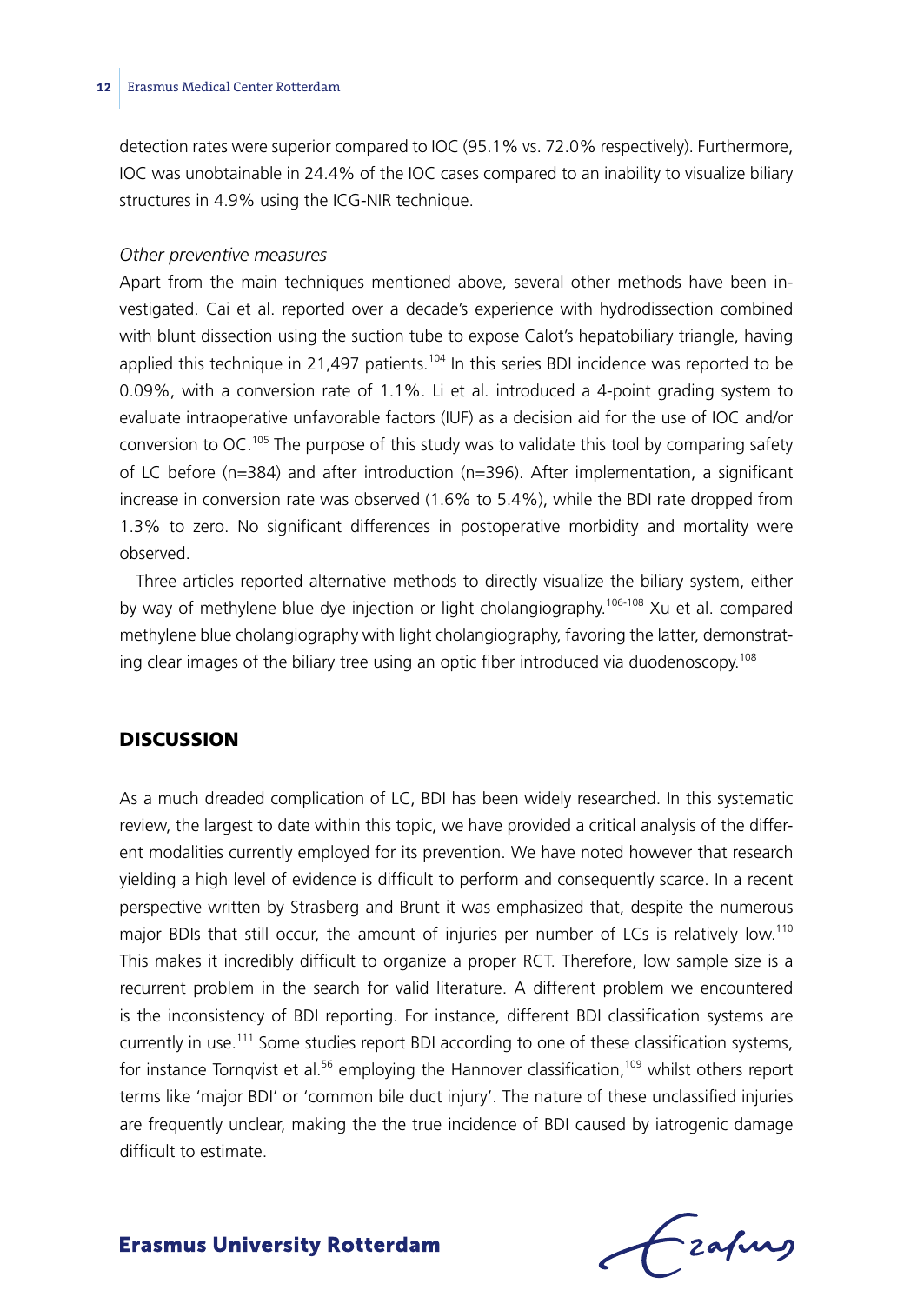detection rates were superior compared to IOC (95.1% vs. 72.0% respectively). Furthermore, IOC was unobtainable in 24.4% of the IOC cases compared to an inability to visualize biliary structures in 4.9% using the ICG-NIR technique.

*Other preventive measures*

Apart from the main techniques mentioned above, several other methods have been investigated. Cai et al. reported over a decade's experience with hydrodissection combined with blunt dissection using the suction tube to expose Calot's hepatobiliary triangle, having applied this technique in 21,497 patients.[104] In this series BDI incidence was reported to be 0.09%, with a conversion rate of 1.1%. Li et al. introduced a 4-point grading system to evaluate intraoperative unfavorable factors (IUF) as a decision aid for the use of IOC and/or conversion to OC.[105] The purpose of this study was to validate this tool by comparing safety of LC before (n=384) and after introduction (n=396). After implementation, a significant increase in conversion rate was observed (1.6% to 5.4%), while the BDI rate dropped from 1.3% to zero. No significant differences in postoperative morbidity and mortality were observed.

Three articles reported alternative methods to directly visualize the biliary system, either by way of methylene blue dye injection or light cholangiography.[106-108] Xu et al. compared methylene blue cholangiography with light cholangiography, favoring the latter, demonstrating clear images of the biliary tree using an optic fiber introduced via duodenoscopy.[108]

## DISCUSSION

As a much dreaded complication of LC, BDI has been widely researched. In this systematic review, the largest to date within this topic, we have provided a critical analysis of the different modalities currently employed for its prevention. We have noted however that research yielding a high level of evidence is difficult to perform and consequently scarce. In a recent perspective written by Strasberg and Brunt it was emphasized that, despite the numerous major BDIs that still occur, the amount of injuries per number of LCs is relatively low.[110] This makes it incredibly difficult to organize a proper RCT. Therefore, low sample size is a recurrent problem in the search for valid literature. A different problem we encountered is the inconsistency of BDI reporting. For instance, different BDI classification systems are currently in use.[111] Some studies report BDI according to one of these classification systems, for instance Tornqvist et al.[56] employing the Hannover classification,[109] whilst others report terms like 'major BDI' or 'common bile duct injury'. The nature of these unclassified injuries are frequently unclear, making the the true incidence of BDI caused by iatrogenic damage difficult to estimate.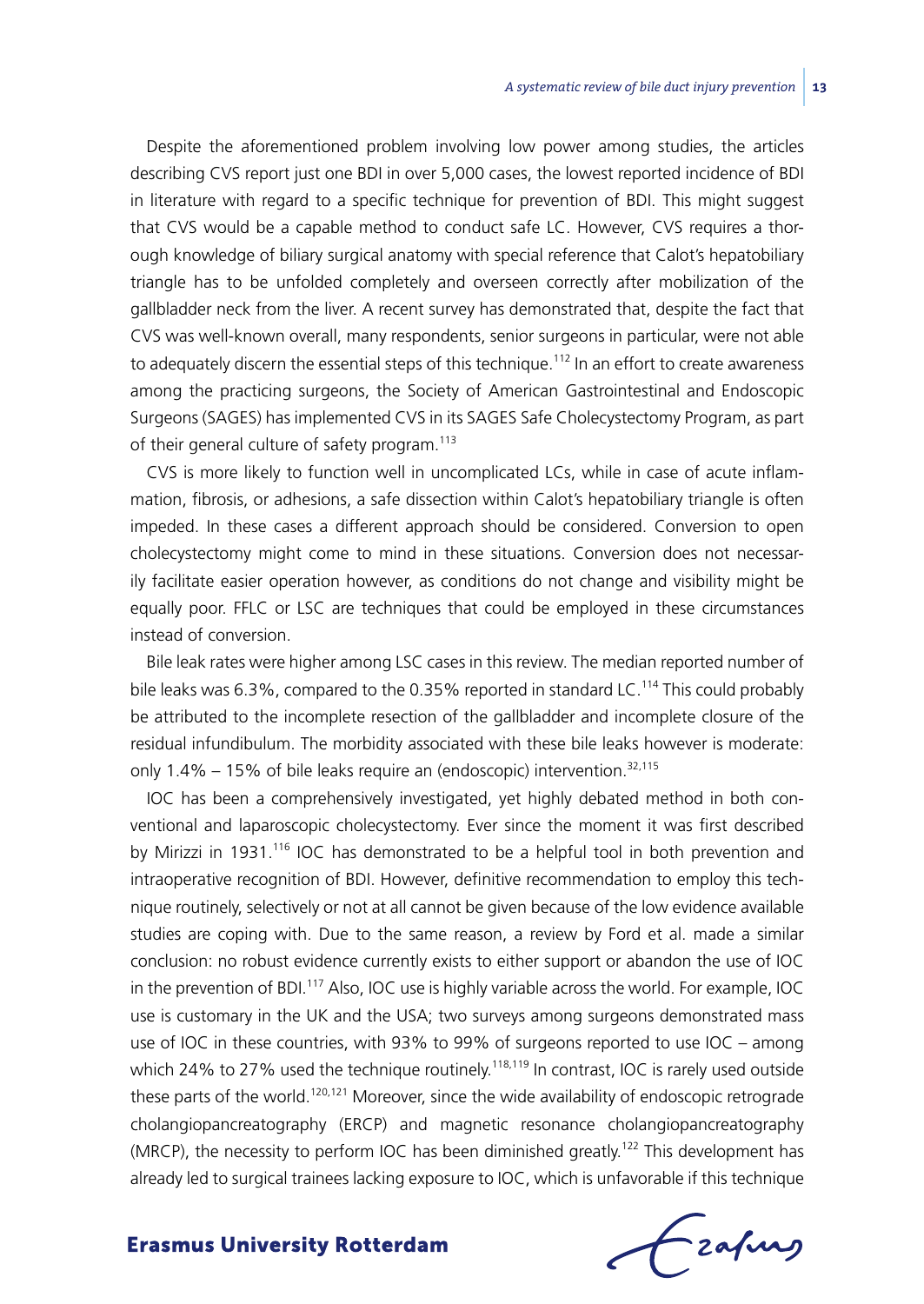Despite the aforementioned problem involving low power among studies, the articles describing CVS report just one BDI in over 5,000 cases, the lowest reported incidence of BDI in literature with regard to a specific technique for prevention of BDI. This might suggest that CVS would be a capable method to conduct safe LC. However, CVS requires a thorough knowledge of biliary surgical anatomy with special reference that Calot's hepatobiliary triangle has to be unfolded completely and overseen correctly after mobilization of the gallbladder neck from the liver. A recent survey has demonstrated that, despite the fact that CVS was well-known overall, many respondents, senior surgeons in particular, were not able to adequately discern the essential steps of this technique.[112] In an effort to create awareness among the practicing surgeons, the Society of American Gastrointestinal and Endoscopic Surgeons (SAGES) has implemented CVS in its SAGES Safe Cholecystectomy Program, as part of their general culture of safety program.[113]

CVS is more likely to function well in uncomplicated LCs, while in case of acute inflammation, fibrosis, or adhesions, a safe dissection within Calot's hepatobiliary triangle is often impeded. In these cases a different approach should be considered. Conversion to open cholecystectomy might come to mind in these situations. Conversion does not necessarily facilitate easier operation however, as conditions do not change and visibility might be equally poor. FFLC or LSC are techniques that could be employed in these circumstances instead of conversion.

Bile leak rates were higher among LSC cases in this review. The median reported number of bile leaks was 6.3%, compared to the 0.35% reported in standard LC.[114] This could probably be attributed to the incomplete resection of the gallbladder and incomplete closure of the residual infundibulum. The morbidity associated with these bile leaks however is moderate: only 1.4% – 15% of bile leaks require an (endoscopic) intervention.[32,115]

IOC has been a comprehensively investigated, yet highly debated method in both conventional and laparoscopic cholecystectomy. Ever since the moment it was first described by Mirizzi in 1931.[116] IOC has demonstrated to be a helpful tool in both prevention and intraoperative recognition of BDI. However, definitive recommendation to employ this technique routinely, selectively or not at all cannot be given because of the low evidence available studies are coping with. Due to the same reason, a review by Ford et al. made a similar conclusion: no robust evidence currently exists to either support or abandon the use of IOC in the prevention of BDI.[117] Also, IOC use is highly variable across the world. For example, IOC use is customary in the UK and the USA; two surveys among surgeons demonstrated mass use of IOC in these countries, with 93% to 99% of surgeons reported to use IOC – among which 24% to 27% used the technique routinely.[118,119] In contrast, IOC is rarely used outside these parts of the world.[120,121] Moreover, since the wide availability of endoscopic retrograde cholangiopancreatography (ERCP) and magnetic resonance cholangiopancreatography (MRCP), the necessity to perform IOC has been diminished greatly.[122] This development has already led to surgical trainees lacking exposure to IOC, which is unfavorable if this technique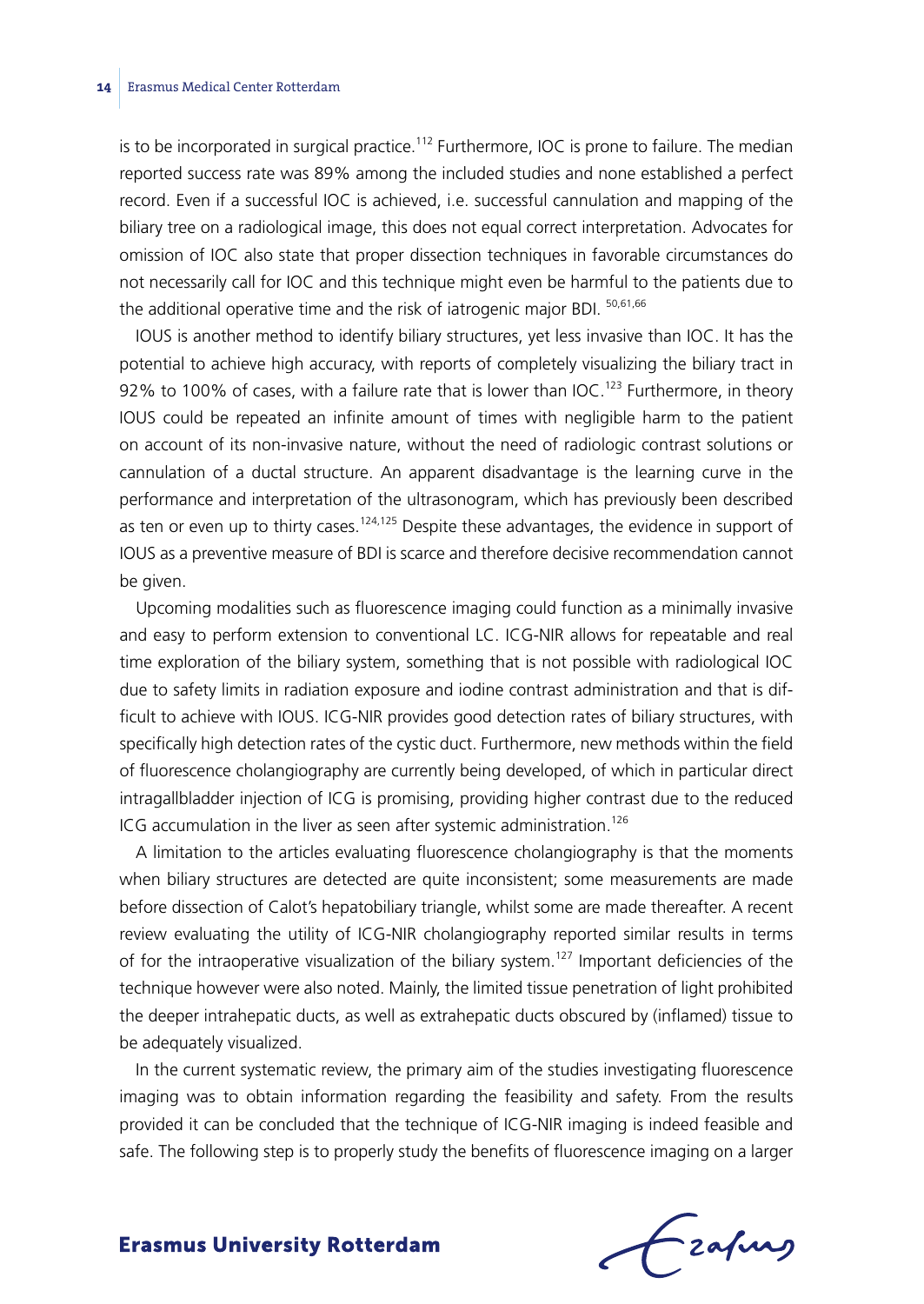is to be incorporated in surgical practice.[112] Furthermore, IOC is prone to failure. The median reported success rate was 89% among the included studies and none established a perfect record. Even if a successful IOC is achieved, i.e. successful cannulation and mapping of the biliary tree on a radiological image, this does not equal correct interpretation. Advocates for omission of IOC also state that proper dissection techniques in favorable circumstances do not necessarily call for IOC and this technique might even be harmful to the patients due to the additional operative time and the risk of iatrogenic major BDI. [50,61,66]

IOUS is another method to identify biliary structures, yet less invasive than IOC. It has the potential to achieve high accuracy, with reports of completely visualizing the biliary tract in 92% to 100% of cases, with a failure rate that is lower than IOC.[123] Furthermore, in theory IOUS could be repeated an infinite amount of times with negligible harm to the patient on account of its non-invasive nature, without the need of radiologic contrast solutions or cannulation of a ductal structure. An apparent disadvantage is the learning curve in the performance and interpretation of the ultrasonogram, which has previously been described as ten or even up to thirty cases.[124,125] Despite these advantages, the evidence in support of IOUS as a preventive measure of BDI is scarce and therefore decisive recommendation cannot be given.

Upcoming modalities such as fluorescence imaging could function as a minimally invasive and easy to perform extension to conventional LC. ICG-NIR allows for repeatable and real time exploration of the biliary system, something that is not possible with radiological IOC due to safety limits in radiation exposure and iodine contrast administration and that is difficult to achieve with IOUS. ICG-NIR provides good detection rates of biliary structures, with specifically high detection rates of the cystic duct. Furthermore, new methods within the field of fluorescence cholangiography are currently being developed, of which in particular direct intragallbladder injection of ICG is promising, providing higher contrast due to the reduced ICG accumulation in the liver as seen after systemic administration.[126]

A limitation to the articles evaluating fluorescence cholangiography is that the moments when biliary structures are detected are quite inconsistent; some measurements are made before dissection of Calot's hepatobiliary triangle, whilst some are made thereafter. A recent review evaluating the utility of ICG-NIR cholangiography reported similar results in terms of for the intraoperative visualization of the biliary system.[127] Important deficiencies of the technique however were also noted. Mainly, the limited tissue penetration of light prohibited the deeper intrahepatic ducts, as well as extrahepatic ducts obscured by (inflamed) tissue to be adequately visualized.

In the current systematic review, the primary aim of the studies investigating fluorescence imaging was to obtain information regarding the feasibility and safety. From the results provided it can be concluded that the technique of ICG-NIR imaging is indeed feasible and safe. The following step is to properly study the benefits of fluorescence imaging on a larger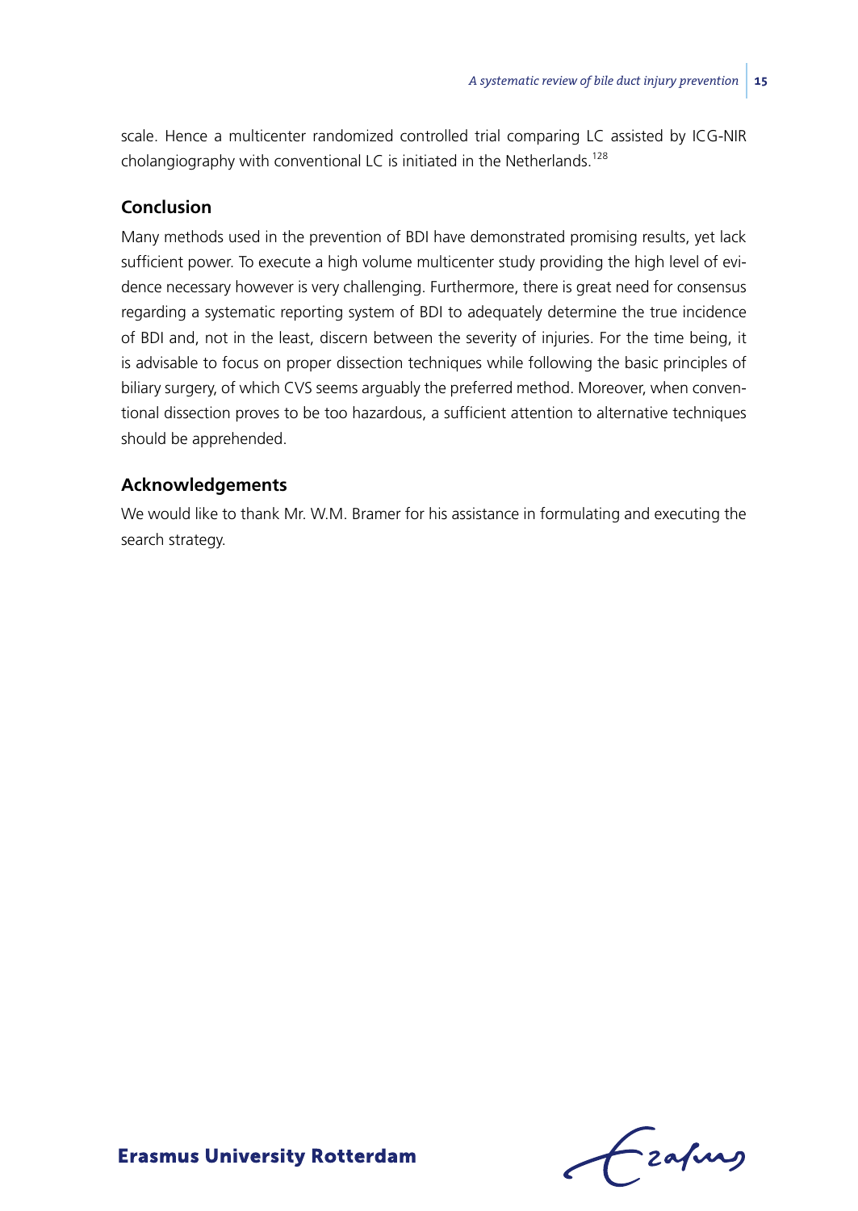scale. Hence a multicenter randomized controlled trial comparing LC assisted by ICG-NIR cholangiography with conventional LC is initiated in the Netherlands.[128]

## Conclusion

Many methods used in the prevention of BDI have demonstrated promising results, yet lack sufficient power. To execute a high volume multicenter study providing the high level of evidence necessary however is very challenging. Furthermore, there is great need for consensus regarding a systematic reporting system of BDI to adequately determine the true incidence of BDI and, not in the least, discern between the severity of injuries. For the time being, it is advisable to focus on proper dissection techniques while following the basic principles of biliary surgery, of which CVS seems arguably the preferred method. Moreover, when conventional dissection proves to be too hazardous, a sufficient attention to alternative techniques should be apprehended.

## Acknowledgements

We would like to thank Mr. W.M. Bramer for his assistance in formulating and executing the search strategy.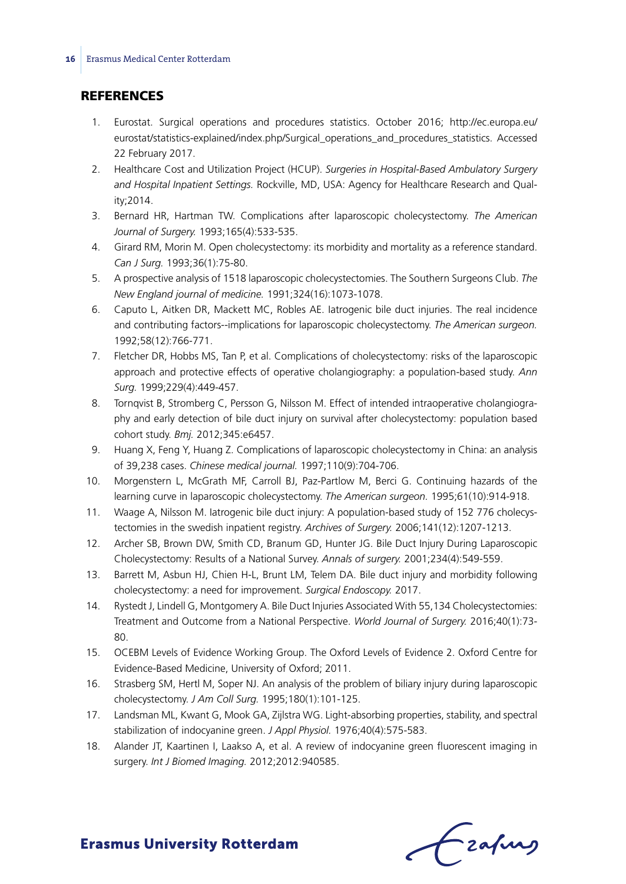## REFERENCES

1. Eurostat. Surgical operations and procedures statistics. October 2016; http://ec.europa.eu/eurostat/statistics-explained/index.php/Surgical_operations_and_procedures_statistics. Accessed 22 February 2017.
2. Healthcare Cost and Utilization Project (HCUP). *Surgeries in Hospital-Based Ambulatory Surgery and Hospital Inpatient Settings.* Rockville, MD, USA: Agency for Healthcare Research and Quality;2014.
3. Bernard HR, Hartman TW. Complications after laparoscopic cholecystectomy. *The American Journal of Surgery.* 1993;165(4):533-535.
4. Girard RM, Morin M. Open cholecystectomy: its morbidity and mortality as a reference standard. *Can J Surg.* 1993;36(1):75-80.
5. A prospective analysis of 1518 laparoscopic cholecystectomies. The Southern Surgeons Club. *The New England journal of medicine.* 1991;324(16):1073-1078.
6. Caputo L, Aitken DR, Mackett MC, Robles AE. Iatrogenic bile duct injuries. The real incidence and contributing factors--implications for laparoscopic cholecystectomy. *The American surgeon.* 1992;58(12):766-771.
7. Fletcher DR, Hobbs MS, Tan P, et al. Complications of cholecystectomy: risks of the laparoscopic approach and protective effects of operative cholangiography: a population-based study. *Ann Surg.* 1999;229(4):449-457.
8. Tornqvist B, Stromberg C, Persson G, Nilsson M. Effect of intended intraoperative cholangiography and early detection of bile duct injury on survival after cholecystectomy: population based cohort study. *Bmj.* 2012;345:e6457.
9. Huang X, Feng Y, Huang Z. Complications of laparoscopic cholecystectomy in China: an analysis of 39,238 cases. *Chinese medical journal.* 1997;110(9):704-706.
10. Morgenstern L, McGrath MF, Carroll BJ, Paz-Partlow M, Berci G. Continuing hazards of the learning curve in laparoscopic cholecystectomy. *The American surgeon.* 1995;61(10):914-918.
11. Waage A, Nilsson M. Iatrogenic bile duct injury: A population-based study of 152 776 cholecystectomies in the swedish inpatient registry. *Archives of Surgery.* 2006;141(12):1207-1213.
12. Archer SB, Brown DW, Smith CD, Branum GD, Hunter JG. Bile Duct Injury During Laparoscopic Cholecystectomy: Results of a National Survey. *Annals of surgery.* 2001;234(4):549-559.
13. Barrett M, Asbun HJ, Chien H-L, Brunt LM, Telem DA. Bile duct injury and morbidity following cholecystectomy: a need for improvement. *Surgical Endoscopy.* 2017.
14. Rystedt J, Lindell G, Montgomery A. Bile Duct Injuries Associated With 55,134 Cholecystectomies: Treatment and Outcome from a National Perspective. *World Journal of Surgery.* 2016;40(1):73-80.
15. OCEBM Levels of Evidence Working Group. The Oxford Levels of Evidence 2. Oxford Centre for Evidence-Based Medicine, University of Oxford; 2011.
16. Strasberg SM, Hertl M, Soper NJ. An analysis of the problem of biliary injury during laparoscopic cholecystectomy. *J Am Coll Surg.* 1995;180(1):101-125.
17. Landsman ML, Kwant G, Mook GA, Zijlstra WG. Light-absorbing properties, stability, and spectral stabilization of indocyanine green. *J Appl Physiol.* 1976;40(4):575-583.
18. Alander JT, Kaartinen I, Laakso A, et al. A review of indocyanine green fluorescent imaging in surgery. *Int J Biomed Imaging.* 2012;2012:940585.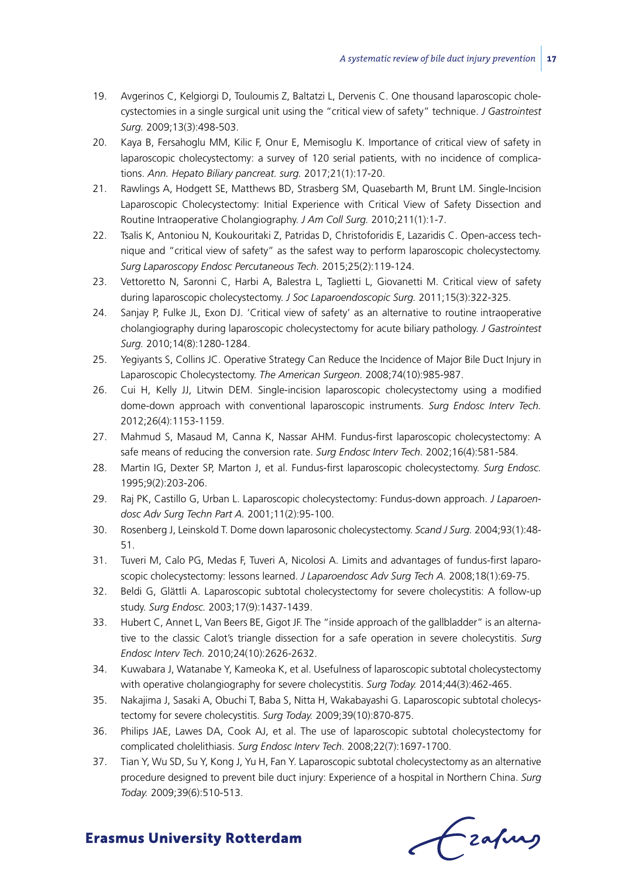19. Avgerinos C, Kelgiorgi D, Touloumis Z, Baltatzi L, Dervenis C. One thousand laparoscopic cholecystectomies in a single surgical unit using the "critical view of safety" technique. *J Gastrointest Surg.* 2009;13(3):498-503.
20. Kaya B, Fersahoglu MM, Kilic F, Onur E, Memisoglu K. Importance of critical view of safety in laparoscopic cholecystectomy: a survey of 120 serial patients, with no incidence of complications. *Ann. Hepato Biliary pancreat. surg.* 2017;21(1):17-20.
21. Rawlings A, Hodgett SE, Matthews BD, Strasberg SM, Quasebarth M, Brunt LM. Single-Incision Laparoscopic Cholecystectomy: Initial Experience with Critical View of Safety Dissection and Routine Intraoperative Cholangiography. *J Am Coll Surg.* 2010;211(1):1-7.
22. Tsalis K, Antoniou N, Koukouritaki Z, Patridas D, Christoforidis E, Lazaridis C. Open-access technique and "critical view of safety" as the safest way to perform laparoscopic cholecystectomy. *Surg Laparoscopy Endosc Percutaneous Tech.* 2015;25(2):119-124.
23. Vettoretto N, Saronni C, Harbi A, Balestra L, Taglietti L, Giovanetti M. Critical view of safety during laparoscopic cholecystectomy. *J Soc Laparoendoscopic Surg.* 2011;15(3):322-325.
24. Sanjay P, Fulke JL, Exon DJ. 'Critical view of safety' as an alternative to routine intraoperative cholangiography during laparoscopic cholecystectomy for acute biliary pathology. *J Gastrointest Surg.* 2010;14(8):1280-1284.
25. Yegiyants S, Collins JC. Operative Strategy Can Reduce the Incidence of Major Bile Duct Injury in Laparoscopic Cholecystectomy. *The American Surgeon.* 2008;74(10):985-987.
26. Cui H, Kelly JJ, Litwin DEM. Single-incision laparoscopic cholecystectomy using a modified dome-down approach with conventional laparoscopic instruments. *Surg Endosc Interv Tech.* 2012;26(4):1153-1159.
27. Mahmud S, Masaud M, Canna K, Nassar AHM. Fundus-first laparoscopic cholecystectomy: A safe means of reducing the conversion rate. *Surg Endosc Interv Tech.* 2002;16(4):581-584.
28. Martin IG, Dexter SP, Marton J, et al. Fundus-first laparoscopic cholecystectomy. *Surg Endosc.* 1995;9(2):203-206.
29. Raj PK, Castillo G, Urban L. Laparoscopic cholecystectomy: Fundus-down approach. *J Laparoendosc Adv Surg Techn Part A.* 2001;11(2):95-100.
30. Rosenberg J, Leinskold T. Dome down laparosonic cholecystectomy. *Scand J Surg.* 2004;93(1):48-51.
31. Tuveri M, Calo PG, Medas F, Tuveri A, Nicolosi A. Limits and advantages of fundus-first laparoscopic cholecystectomy: lessons learned. *J Laparoendosc Adv Surg Tech A.* 2008;18(1):69-75.
32. Beldi G, Glättli A. Laparoscopic subtotal cholecystectomy for severe cholecystitis: A follow-up study. *Surg Endosc.* 2003;17(9):1437-1439.
33. Hubert C, Annet L, Van Beers BE, Gigot JF. The "inside approach of the gallbladder" is an alternative to the classic Calot's triangle dissection for a safe operation in severe cholecystitis. *Surg Endosc Interv Tech.* 2010;24(10):2626-2632.
34. Kuwabara J, Watanabe Y, Kameoka K, et al. Usefulness of laparoscopic subtotal cholecystectomy with operative cholangiography for severe cholecystitis. *Surg Today.* 2014;44(3):462-465.
35. Nakajima J, Sasaki A, Obuchi T, Baba S, Nitta H, Wakabayashi G. Laparoscopic subtotal cholecystectomy for severe cholecystitis. *Surg Today.* 2009;39(10):870-875.
36. Philips JAE, Lawes DA, Cook AJ, et al. The use of laparoscopic subtotal cholecystectomy for complicated cholelithiasis. *Surg Endosc Interv Tech.* 2008;22(7):1697-1700.
37. Tian Y, Wu SD, Su Y, Kong J, Yu H, Fan Y. Laparoscopic subtotal cholecystectomy as an alternative procedure designed to prevent bile duct injury: Experience of a hospital in Northern China. *Surg Today.* 2009;39(6):510-513.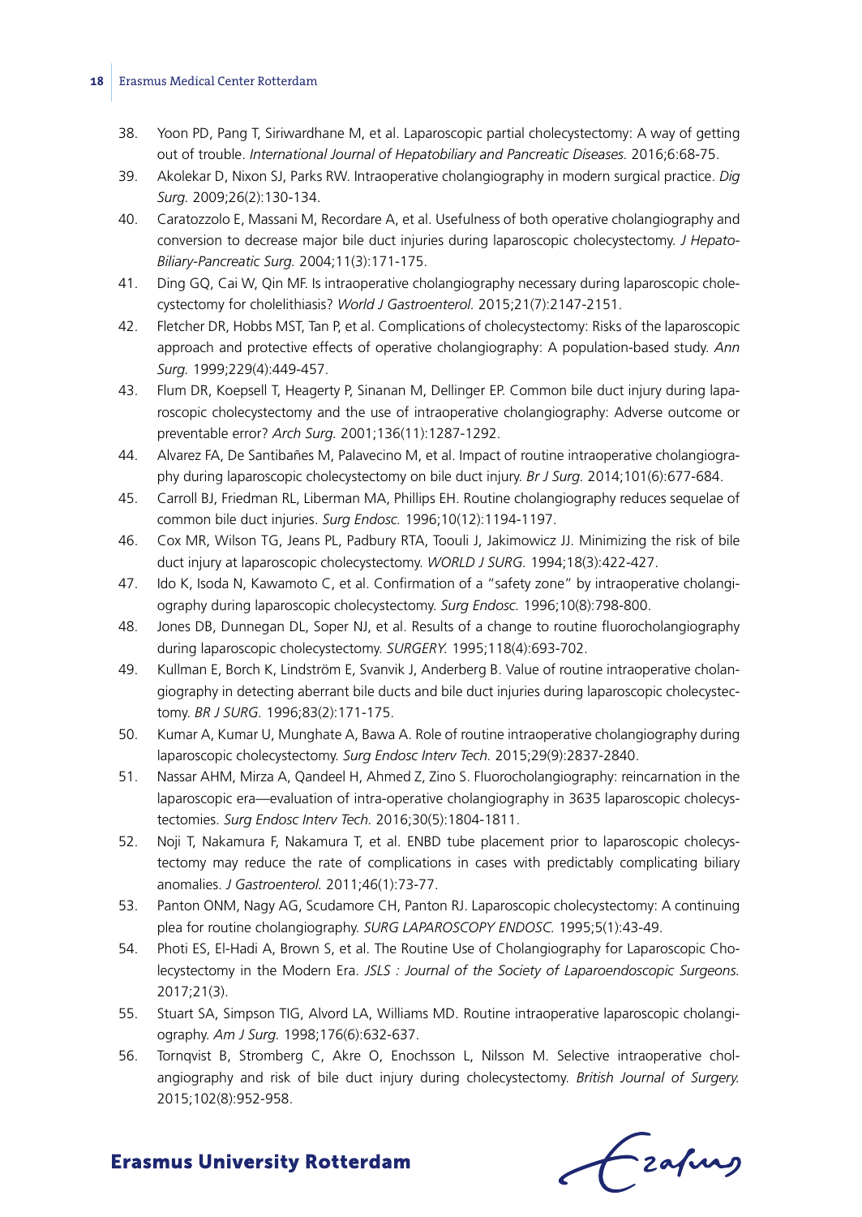38. Yoon PD, Pang T, Siriwardhane M, et al. Laparoscopic partial cholecystectomy: A way of getting out of trouble. *International Journal of Hepatobiliary and Pancreatic Diseases.* 2016;6:68-75.
39. Akolekar D, Nixon SJ, Parks RW. Intraoperative cholangiography in modern surgical practice. *Dig Surg.* 2009;26(2):130-134.
40. Caratozzolo E, Massani M, Recordare A, et al. Usefulness of both operative cholangiography and conversion to decrease major bile duct injuries during laparoscopic cholecystectomy. *J Hepato-Biliary-Pancreatic Surg.* 2004;11(3):171-175.
41. Ding GQ, Cai W, Qin MF. Is intraoperative cholangiography necessary during laparoscopic cholecystectomy for cholelithiasis? *World J Gastroenterol.* 2015;21(7):2147-2151.
42. Fletcher DR, Hobbs MST, Tan P, et al. Complications of cholecystectomy: Risks of the laparoscopic approach and protective effects of operative cholangiography: A population-based study. *Ann Surg.* 1999;229(4):449-457.
43. Flum DR, Koepsell T, Heagerty P, Sinanan M, Dellinger EP. Common bile duct injury during laparoscopic cholecystectomy and the use of intraoperative cholangiography: Adverse outcome or preventable error? *Arch Surg.* 2001;136(11):1287-1292.
44. Alvarez FA, De Santibañes M, Palavecino M, et al. Impact of routine intraoperative cholangiography during laparoscopic cholecystectomy on bile duct injury. *Br J Surg.* 2014;101(6):677-684.
45. Carroll BJ, Friedman RL, Liberman MA, Phillips EH. Routine cholangiography reduces sequelae of common bile duct injuries. *Surg Endosc.* 1996;10(12):1194-1197.
46. Cox MR, Wilson TG, Jeans PL, Padbury RTA, Toouli J, Jakimowicz JJ. Minimizing the risk of bile duct injury at laparoscopic cholecystectomy. *WORLD J SURG.* 1994;18(3):422-427.
47. Ido K, Isoda N, Kawamoto C, et al. Confirmation of a "safety zone" by intraoperative cholangiography during laparoscopic cholecystectomy. *Surg Endosc.* 1996;10(8):798-800.
48. Jones DB, Dunnegan DL, Soper NJ, et al. Results of a change to routine fluorocholangiography during laparoscopic cholecystectomy. *SURGERY.* 1995;118(4):693-702.
49. Kullman E, Borch K, Lindström E, Svanvik J, Anderberg B. Value of routine intraoperative cholangiography in detecting aberrant bile ducts and bile duct injuries during laparoscopic cholecystectomy. *BR J SURG.* 1996;83(2):171-175.
50. Kumar A, Kumar U, Munghate A, Bawa A. Role of routine intraoperative cholangiography during laparoscopic cholecystectomy. *Surg Endosc Interv Tech.* 2015;29(9):2837-2840.
51. Nassar AHM, Mirza A, Qandeel H, Ahmed Z, Zino S. Fluorocholangiography: reincarnation in the laparoscopic era—evaluation of intra-operative cholangiography in 3635 laparoscopic cholecystectomies. *Surg Endosc Interv Tech.* 2016;30(5):1804-1811.
52. Noji T, Nakamura F, Nakamura T, et al. ENBD tube placement prior to laparoscopic cholecystectomy may reduce the rate of complications in cases with predictably complicating biliary anomalies. *J Gastroenterol.* 2011;46(1):73-77.
53. Panton ONM, Nagy AG, Scudamore CH, Panton RJ. Laparoscopic cholecystectomy: A continuing plea for routine cholangiography. *SURG LAPAROSCOPY ENDOSC.* 1995;5(1):43-49.
54. Photi ES, El-Hadi A, Brown S, et al. The Routine Use of Cholangiography for Laparoscopic Cholecystectomy in the Modern Era. *JSLS : Journal of the Society of Laparoendoscopic Surgeons.* 2017;21(3).
55. Stuart SA, Simpson TIG, Alvord LA, Williams MD. Routine intraoperative laparoscopic cholangiography. *Am J Surg.* 1998;176(6):632-637.
56. Tornqvist B, Stromberg C, Akre O, Enochsson L, Nilsson M. Selective intraoperative cholangiography and risk of bile duct injury during cholecystectomy. *British Journal of Surgery.* 2015;102(8):952-958.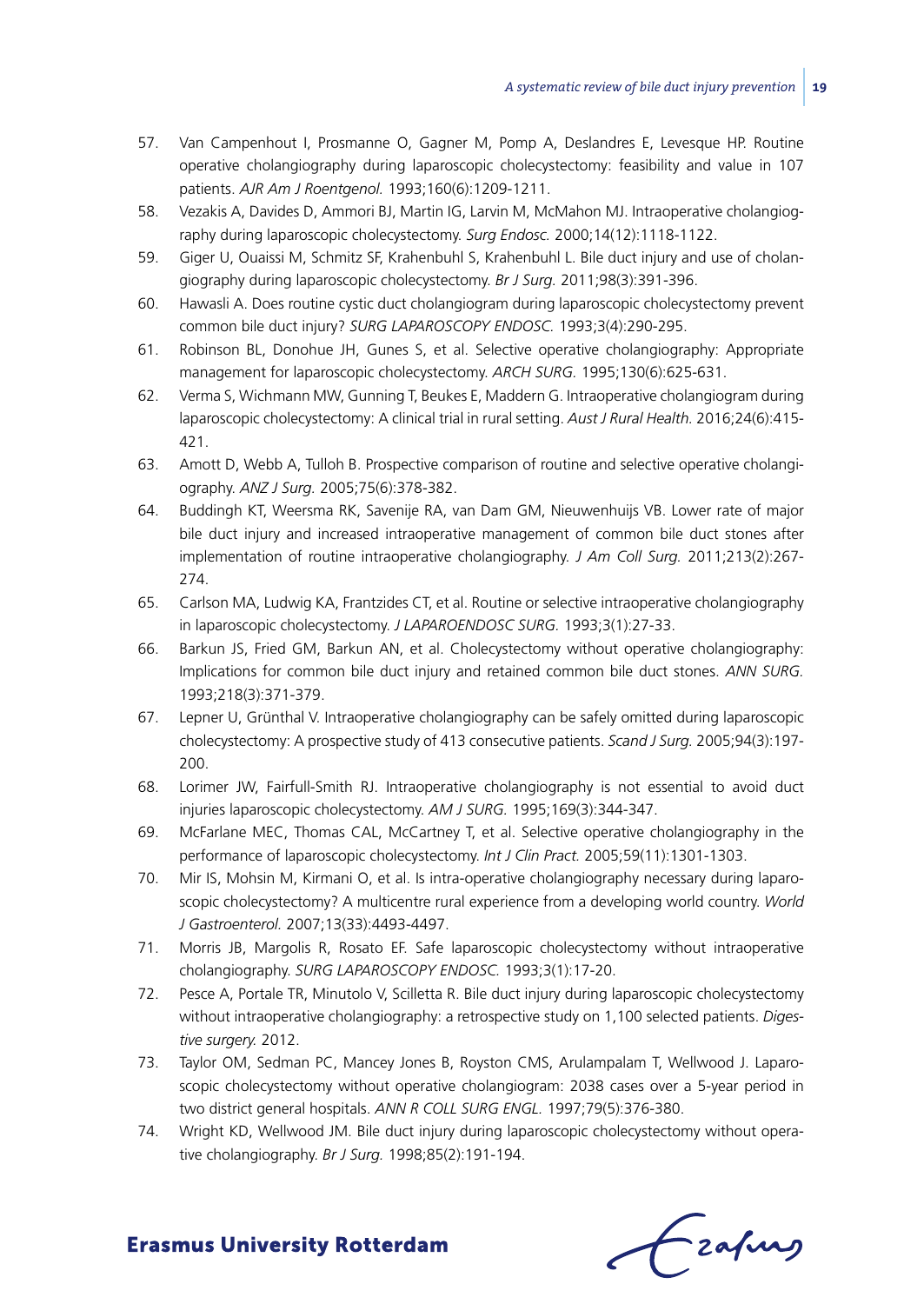57. Van Campenhout I, Prosmanne O, Gagner M, Pomp A, Deslandres E, Levesque HP. Routine operative cholangiography during laparoscopic cholecystectomy: feasibility and value in 107 patients. *AJR Am J Roentgenol.* 1993;160(6):1209-1211.
58. Vezakis A, Davides D, Ammori BJ, Martin IG, Larvin M, McMahon MJ. Intraoperative cholangiography during laparoscopic cholecystectomy. *Surg Endosc.* 2000;14(12):1118-1122.
59. Giger U, Ouaissi M, Schmitz SF, Krahenbuhl S, Krahenbuhl L. Bile duct injury and use of cholangiography during laparoscopic cholecystectomy. *Br J Surg.* 2011;98(3):391-396.
60. Hawasli A. Does routine cystic duct cholangiogram during laparoscopic cholecystectomy prevent common bile duct injury? *SURG LAPAROSCOPY ENDOSC.* 1993;3(4):290-295.
61. Robinson BL, Donohue JH, Gunes S, et al. Selective operative cholangiography: Appropriate management for laparoscopic cholecystectomy. *ARCH SURG.* 1995;130(6):625-631.
62. Verma S, Wichmann MW, Gunning T, Beukes E, Maddern G. Intraoperative cholangiogram during laparoscopic cholecystectomy: A clinical trial in rural setting. *Aust J Rural Health.* 2016;24(6):415-421.
63. Amott D, Webb A, Tulloh B. Prospective comparison of routine and selective operative cholangiography. *ANZ J Surg.* 2005;75(6):378-382.
64. Buddingh KT, Weersma RK, Savenije RA, van Dam GM, Nieuwenhuijs VB. Lower rate of major bile duct injury and increased intraoperative management of common bile duct stones after implementation of routine intraoperative cholangiography. *J Am Coll Surg.* 2011;213(2):267-274.
65. Carlson MA, Ludwig KA, Frantzides CT, et al. Routine or selective intraoperative cholangiography in laparoscopic cholecystectomy. *J LAPAROENDOSC SURG.* 1993;3(1):27-33.
66. Barkun JS, Fried GM, Barkun AN, et al. Cholecystectomy without operative cholangiography: Implications for common bile duct injury and retained common bile duct stones. *ANN SURG.* 1993;218(3):371-379.
67. Lepner U, Grünthal V. Intraoperative cholangiography can be safely omitted during laparoscopic cholecystectomy: A prospective study of 413 consecutive patients. *Scand J Surg.* 2005;94(3):197-200.
68. Lorimer JW, Fairfull-Smith RJ. Intraoperative cholangiography is not essential to avoid duct injuries laparoscopic cholecystectomy. *AM J SURG.* 1995;169(3):344-347.
69. McFarlane MEC, Thomas CAL, McCartney T, et al. Selective operative cholangiography in the performance of laparoscopic cholecystectomy. *Int J Clin Pract.* 2005;59(11):1301-1303.
70. Mir IS, Mohsin M, Kirmani O, et al. Is intra-operative cholangiography necessary during laparoscopic cholecystectomy? A multicentre rural experience from a developing world country. *World J Gastroenterol.* 2007;13(33):4493-4497.
71. Morris JB, Margolis R, Rosato EF. Safe laparoscopic cholecystectomy without intraoperative cholangiography. *SURG LAPAROSCOPY ENDOSC.* 1993;3(1):17-20.
72. Pesce A, Portale TR, Minutolo V, Scilletta R. Bile duct injury during laparoscopic cholecystectomy without intraoperative cholangiography: a retrospective study on 1,100 selected patients. *Digestive surgery.* 2012.
73. Taylor OM, Sedman PC, Mancey Jones B, Royston CMS, Arulampalam T, Wellwood J. Laparoscopic cholecystectomy without operative cholangiogram: 2038 cases over a 5-year period in two district general hospitals. *ANN R COLL SURG ENGL.* 1997;79(5):376-380.
74. Wright KD, Wellwood JM. Bile duct injury during laparoscopic cholecystectomy without operative cholangiography. *Br J Surg.* 1998;85(2):191-194.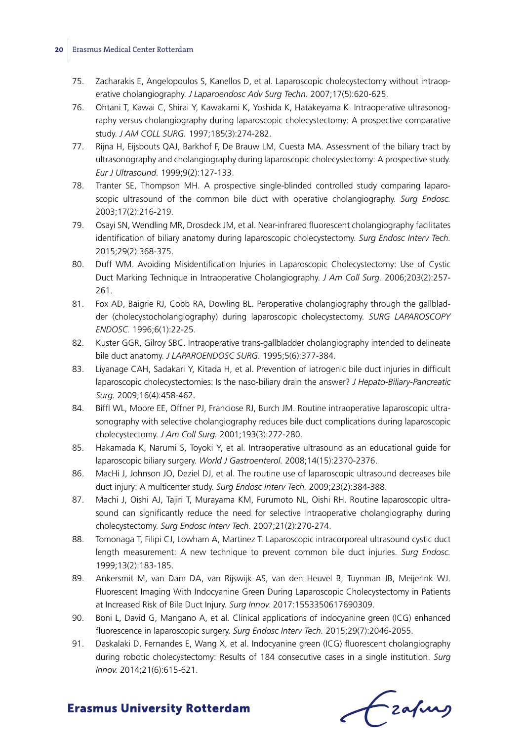75. Zacharakis E, Angelopoulos S, Kanellos D, et al. Laparoscopic cholecystectomy without intraoperative cholangiography. *J Laparoendosc Adv Surg Techn.* 2007;17(5):620-625.
76. Ohtani T, Kawai C, Shirai Y, Kawakami K, Yoshida K, Hatakeyama K. Intraoperative ultrasonography versus cholangiography during laparoscopic cholecystectomy: A prospective comparative study. *J AM COLL SURG.* 1997;185(3):274-282.
77. Rijna H, Eijsbouts QAJ, Barkhof F, De Brauw LM, Cuesta MA. Assessment of the biliary tract by ultrasonography and cholangiography during laparoscopic cholecystectomy: A prospective study. *Eur J Ultrasound.* 1999;9(2):127-133.
78. Tranter SE, Thompson MH. A prospective single-blinded controlled study comparing laparoscopic ultrasound of the common bile duct with operative cholangiography. *Surg Endosc.* 2003;17(2):216-219.
79. Osayi SN, Wendling MR, Drosdeck JM, et al. Near-infrared fluorescent cholangiography facilitates identification of biliary anatomy during laparoscopic cholecystectomy. *Surg Endosc Interv Tech.* 2015;29(2):368-375.
80. Duff WM. Avoiding Misidentification Injuries in Laparoscopic Cholecystectomy: Use of Cystic Duct Marking Technique in Intraoperative Cholangiography. *J Am Coll Surg.* 2006;203(2):257-261.
81. Fox AD, Baigrie RJ, Cobb RA, Dowling BL. Peroperative cholangiography through the gallbladder (cholecystocholangiography) during laparoscopic cholecystectomy. *SURG LAPAROSCOPY ENDOSC.* 1996;6(1):22-25.
82. Kuster GGR, Gilroy SBC. Intraoperative trans-gallbladder cholangiography intended to delineate bile duct anatomy. *J LAPAROENDOSC SURG.* 1995;5(6):377-384.
83. Liyanage CAH, Sadakari Y, Kitada H, et al. Prevention of iatrogenic bile duct injuries in difficult laparoscopic cholecystectomies: Is the naso-biliary drain the answer? *J Hepato-Biliary-Pancreatic Surg.* 2009;16(4):458-462.
84. Biffl WL, Moore EE, Offner PJ, Franciose RJ, Burch JM. Routine intraoperative laparoscopic ultrasonography with selective cholangiography reduces bile duct complications during laparoscopic cholecystectomy. *J Am Coll Surg.* 2001;193(3):272-280.
85. Hakamada K, Narumi S, Toyoki Y, et al. Intraoperative ultrasound as an educational guide for laparoscopic biliary surgery. *World J Gastroenterol.* 2008;14(15):2370-2376.
86. MacHi J, Johnson JO, Deziel DJ, et al. The routine use of laparoscopic ultrasound decreases bile duct injury: A multicenter study. *Surg Endosc Interv Tech.* 2009;23(2):384-388.
87. Machi J, Oishi AJ, Tajiri T, Murayama KM, Furumoto NL, Oishi RH. Routine laparoscopic ultrasound can significantly reduce the need for selective intraoperative cholangiography during cholecystectomy. *Surg Endosc Interv Tech.* 2007;21(2):270-274.
88. Tomonaga T, Filipi CJ, Lowham A, Martinez T. Laparoscopic intracorporeal ultrasound cystic duct length measurement: A new technique to prevent common bile duct injuries. *Surg Endosc.* 1999;13(2):183-185.
89. Ankersmit M, van Dam DA, van Rijswijk AS, van den Heuvel B, Tuynman JB, Meijerink WJ. Fluorescent Imaging With Indocyanine Green During Laparoscopic Cholecystectomy in Patients at Increased Risk of Bile Duct Injury. *Surg Innov.* 2017:1553350617690309.
90. Boni L, David G, Mangano A, et al. Clinical applications of indocyanine green (ICG) enhanced fluorescence in laparoscopic surgery. *Surg Endosc Interv Tech.* 2015;29(7):2046-2055.
91. Daskalaki D, Fernandes E, Wang X, et al. Indocyanine green (ICG) fluorescent cholangiography during robotic cholecystectomy: Results of 184 consecutive cases in a single institution. *Surg Innov.* 2014;21(6):615-621.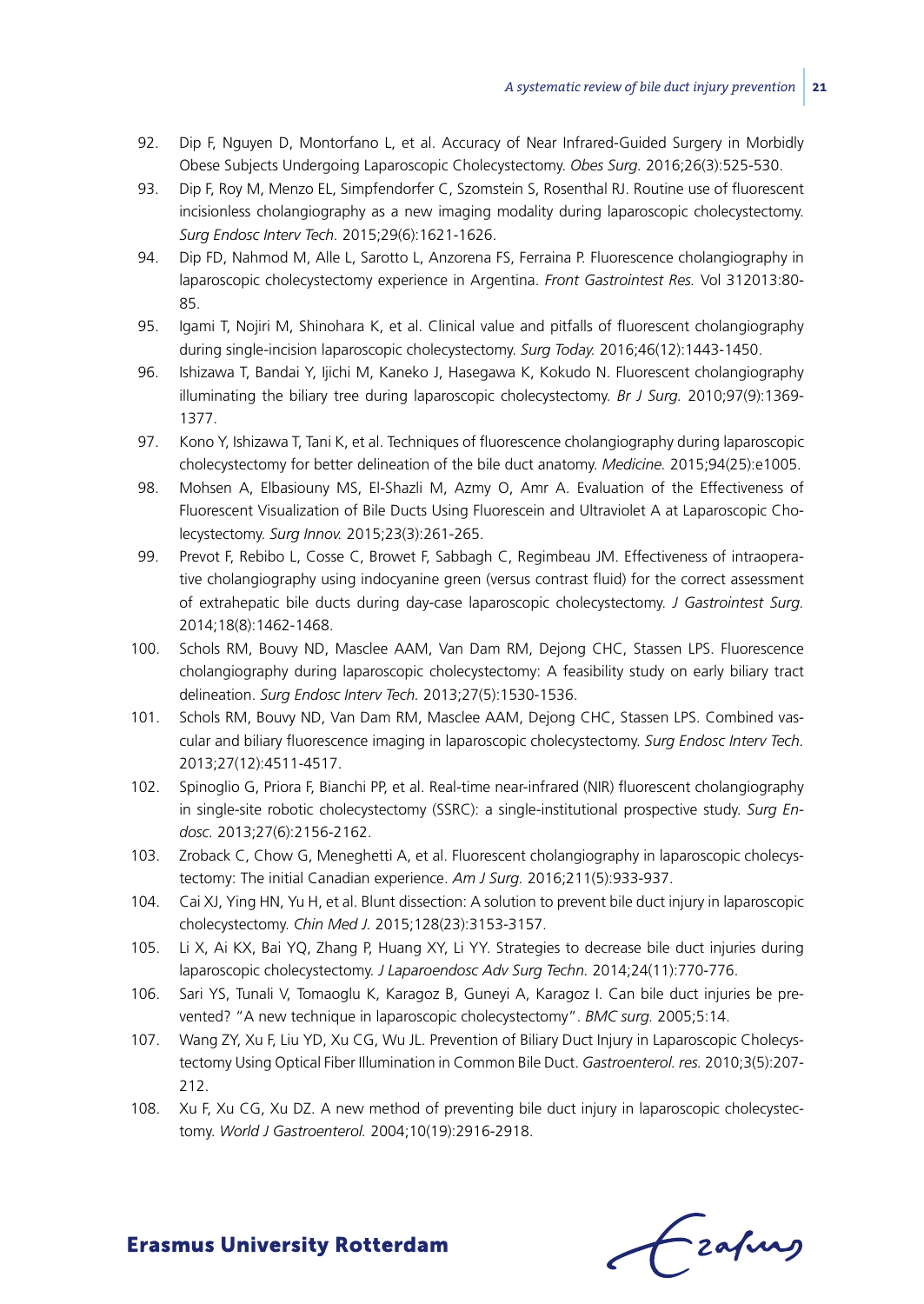92. Dip F, Nguyen D, Montorfano L, et al. Accuracy of Near Infrared-Guided Surgery in Morbidly Obese Subjects Undergoing Laparoscopic Cholecystectomy. *Obes Surg.* 2016;26(3):525-530.
93. Dip F, Roy M, Menzo EL, Simpfendorfer C, Szomstein S, Rosenthal RJ. Routine use of fluorescent incisionless cholangiography as a new imaging modality during laparoscopic cholecystectomy. *Surg Endosc Interv Tech.* 2015;29(6):1621-1626.
94. Dip FD, Nahmod M, Alle L, Sarotto L, Anzorena FS, Ferraina P. Fluorescence cholangiography in laparoscopic cholecystectomy experience in Argentina. *Front Gastrointest Res.* Vol 312013:80-85.
95. Igami T, Nojiri M, Shinohara K, et al. Clinical value and pitfalls of fluorescent cholangiography during single-incision laparoscopic cholecystectomy. *Surg Today.* 2016;46(12):1443-1450.
96. Ishizawa T, Bandai Y, Ijichi M, Kaneko J, Hasegawa K, Kokudo N. Fluorescent cholangiography illuminating the biliary tree during laparoscopic cholecystectomy. *Br J Surg.* 2010;97(9):1369-1377.
97. Kono Y, Ishizawa T, Tani K, et al. Techniques of fluorescence cholangiography during laparoscopic cholecystectomy for better delineation of the bile duct anatomy. *Medicine.* 2015;94(25):e1005.
98. Mohsen A, Elbasiouny MS, El-Shazli M, Azmy O, Amr A. Evaluation of the Effectiveness of Fluorescent Visualization of Bile Ducts Using Fluorescein and Ultraviolet A at Laparoscopic Cholecystectomy. *Surg Innov.* 2015;23(3):261-265.
99. Prevot F, Rebibo L, Cosse C, Browet F, Sabbagh C, Regimbeau JM. Effectiveness of intraoperative cholangiography using indocyanine green (versus contrast fluid) for the correct assessment of extrahepatic bile ducts during day-case laparoscopic cholecystectomy. *J Gastrointest Surg.* 2014;18(8):1462-1468.
100. Schols RM, Bouvy ND, Masclee AAM, Van Dam RM, Dejong CHC, Stassen LPS. Fluorescence cholangiography during laparoscopic cholecystectomy: A feasibility study on early biliary tract delineation. *Surg Endosc Interv Tech.* 2013;27(5):1530-1536.
101. Schols RM, Bouvy ND, Van Dam RM, Masclee AAM, Dejong CHC, Stassen LPS. Combined vascular and biliary fluorescence imaging in laparoscopic cholecystectomy. *Surg Endosc Interv Tech.* 2013;27(12):4511-4517.
102. Spinoglio G, Priora F, Bianchi PP, et al. Real-time near-infrared (NIR) fluorescent cholangiography in single-site robotic cholecystectomy (SSRC): a single-institutional prospective study. *Surg Endosc.* 2013;27(6):2156-2162.
103. Zroback C, Chow G, Meneghetti A, et al. Fluorescent cholangiography in laparoscopic cholecystectomy: The initial Canadian experience. *Am J Surg.* 2016;211(5):933-937.
104. Cai XJ, Ying HN, Yu H, et al. Blunt dissection: A solution to prevent bile duct injury in laparoscopic cholecystectomy. *Chin Med J.* 2015;128(23):3153-3157.
105. Li X, Ai KX, Bai YQ, Zhang P, Huang XY, Li YY. Strategies to decrease bile duct injuries during laparoscopic cholecystectomy. *J Laparoendosc Adv Surg Techn.* 2014;24(11):770-776.
106. Sari YS, Tunali V, Tomaoglu K, Karagoz B, Guneyi A, Karagoz I. Can bile duct injuries be prevented? "A new technique in laparoscopic cholecystectomy". *BMC surg.* 2005;5:14.
107. Wang ZY, Xu F, Liu YD, Xu CG, Wu JL. Prevention of Biliary Duct Injury in Laparoscopic Cholecystectomy Using Optical Fiber Illumination in Common Bile Duct. *Gastroenterol. res.* 2010;3(5):207-212.
108. Xu F, Xu CG, Xu DZ. A new method of preventing bile duct injury in laparoscopic cholecystectomy. *World J Gastroenterol.* 2004;10(19):2916-2918.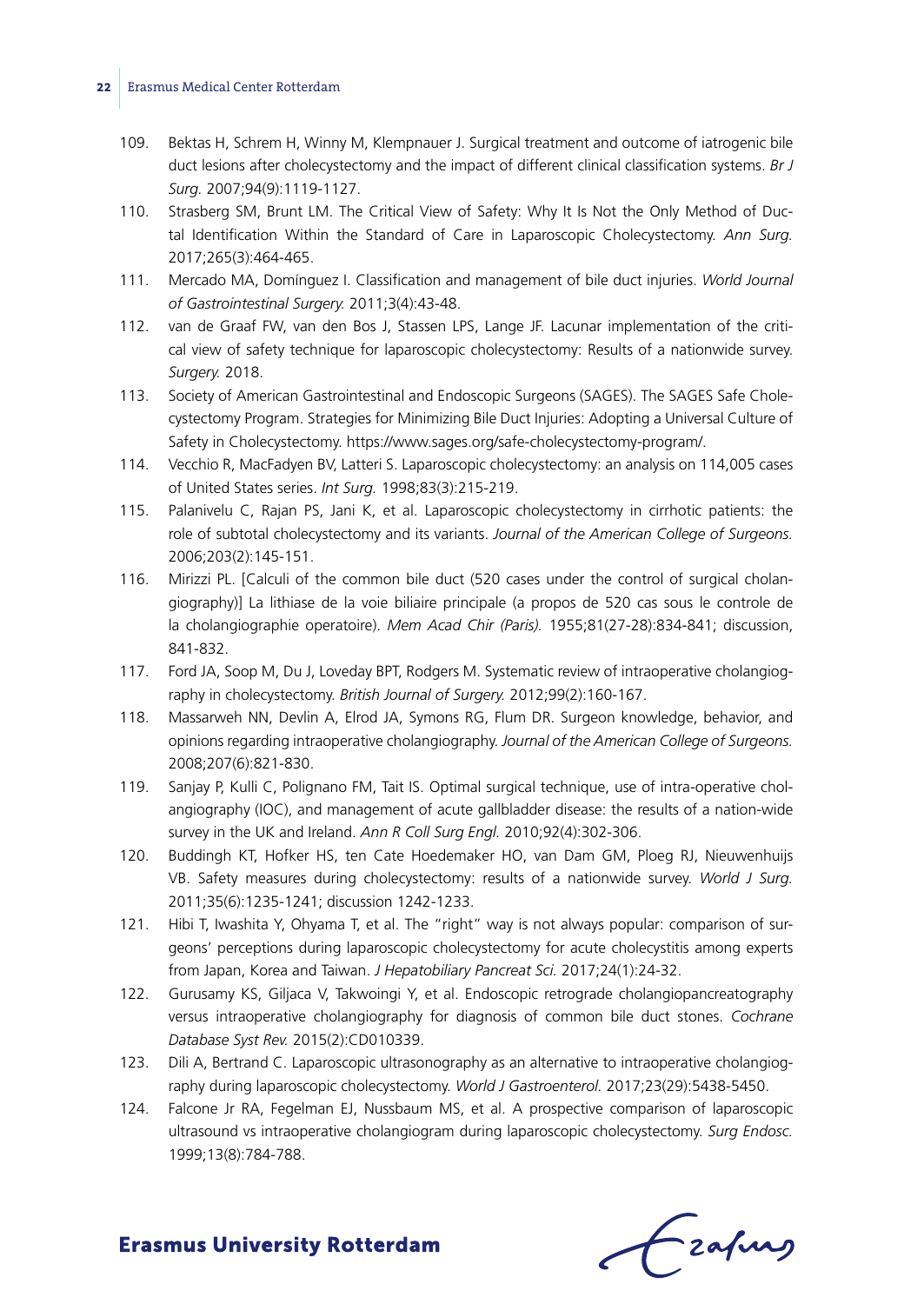109. Bektas H, Schrem H, Winny M, Klempnauer J. Surgical treatment and outcome of iatrogenic bile duct lesions after cholecystectomy and the impact of different clinical classification systems. *Br J Surg.* 2007;94(9):1119-1127.
110. Strasberg SM, Brunt LM. The Critical View of Safety: Why It Is Not the Only Method of Ductal Identification Within the Standard of Care in Laparoscopic Cholecystectomy. *Ann Surg.* 2017;265(3):464-465.
111. Mercado MA, Domínguez I. Classification and management of bile duct injuries. *World Journal of Gastrointestinal Surgery.* 2011;3(4):43-48.
112. van de Graaf FW, van den Bos J, Stassen LPS, Lange JF. Lacunar implementation of the critical view of safety technique for laparoscopic cholecystectomy: Results of a nationwide survey. *Surgery.* 2018.
113. Society of American Gastrointestinal and Endoscopic Surgeons (SAGES). The SAGES Safe Cholecystectomy Program. Strategies for Minimizing Bile Duct Injuries: Adopting a Universal Culture of Safety in Cholecystectomy. https://www.sages.org/safe-cholecystectomy-program/.
114. Vecchio R, MacFadyen BV, Latteri S. Laparoscopic cholecystectomy: an analysis on 114,005 cases of United States series. *Int Surg.* 1998;83(3):215-219.
115. Palanivelu C, Rajan PS, Jani K, et al. Laparoscopic cholecystectomy in cirrhotic patients: the role of subtotal cholecystectomy and its variants. *Journal of the American College of Surgeons.* 2006;203(2):145-151.
116. Mirizzi PL. [Calculi of the common bile duct (520 cases under the control of surgical cholangiography)] La lithiase de la voie biliaire principale (a propos de 520 cas sous le controle de la cholangiographie operatoire). *Mem Acad Chir (Paris).* 1955;81(27-28):834-841; discussion, 841-832.
117. Ford JA, Soop M, Du J, Loveday BPT, Rodgers M. Systematic review of intraoperative cholangiography in cholecystectomy. *British Journal of Surgery.* 2012;99(2):160-167.
118. Massarweh NN, Devlin A, Elrod JA, Symons RG, Flum DR. Surgeon knowledge, behavior, and opinions regarding intraoperative cholangiography. *Journal of the American College of Surgeons.* 2008;207(6):821-830.
119. Sanjay P, Kulli C, Polignano FM, Tait IS. Optimal surgical technique, use of intra-operative cholangiography (IOC), and management of acute gallbladder disease: the results of a nation-wide survey in the UK and Ireland. *Ann R Coll Surg Engl.* 2010;92(4):302-306.
120. Buddingh KT, Hofker HS, ten Cate Hoedemaker HO, van Dam GM, Ploeg RJ, Nieuwenhuijs VB. Safety measures during cholecystectomy: results of a nationwide survey. *World J Surg.* 2011;35(6):1235-1241; discussion 1242-1233.
121. Hibi T, Iwashita Y, Ohyama T, et al. The "right" way is not always popular: comparison of surgeons' perceptions during laparoscopic cholecystectomy for acute cholecystitis among experts from Japan, Korea and Taiwan. *J Hepatobiliary Pancreat Sci.* 2017;24(1):24-32.
122. Gurusamy KS, Giljaca V, Takwoingi Y, et al. Endoscopic retrograde cholangiopancreatography versus intraoperative cholangiography for diagnosis of common bile duct stones. *Cochrane Database Syst Rev.* 2015(2):CD010339.
123. Dili A, Bertrand C. Laparoscopic ultrasonography as an alternative to intraoperative cholangiography during laparoscopic cholecystectomy. *World J Gastroenterol.* 2017;23(29):5438-5450.
124. Falcone Jr RA, Fegelman EJ, Nussbaum MS, et al. A prospective comparison of laparoscopic ultrasound vs intraoperative cholangiogram during laparoscopic cholecystectomy. *Surg Endosc.* 1999;13(8):784-788.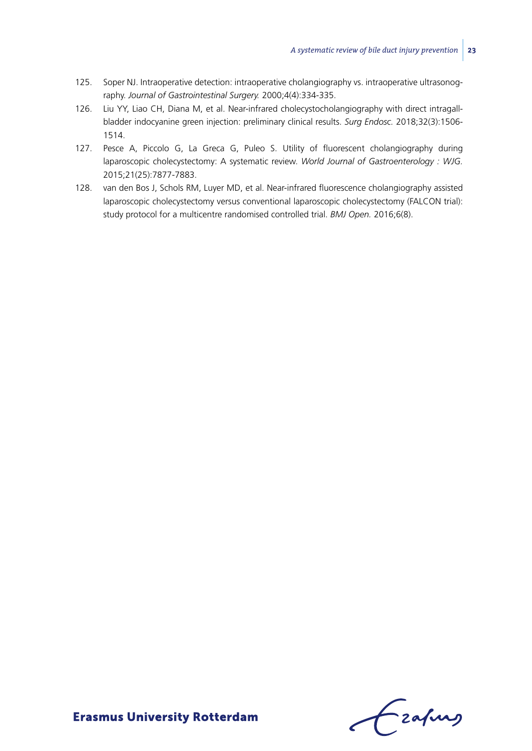125. Soper NJ. Intraoperative detection: intraoperative cholangiography vs. intraoperative ultrasonography. *Journal of Gastrointestinal Surgery.* 2000;4(4):334-335.
126. Liu YY, Liao CH, Diana M, et al. Near-infrared cholecystocholangiography with direct intragallbladder indocyanine green injection: preliminary clinical results. *Surg Endosc.* 2018;32(3):1506-1514.
127. Pesce A, Piccolo G, La Greca G, Puleo S. Utility of fluorescent cholangiography during laparoscopic cholecystectomy: A systematic review. *World Journal of Gastroenterology : WJG.* 2015;21(25):7877-7883.
128. van den Bos J, Schols RM, Luyer MD, et al. Near-infrared fluorescence cholangiography assisted laparoscopic cholecystectomy versus conventional laparoscopic cholecystectomy (FALCON trial): study protocol for a multicentre randomised controlled trial. *BMJ Open.* 2016;6(8).